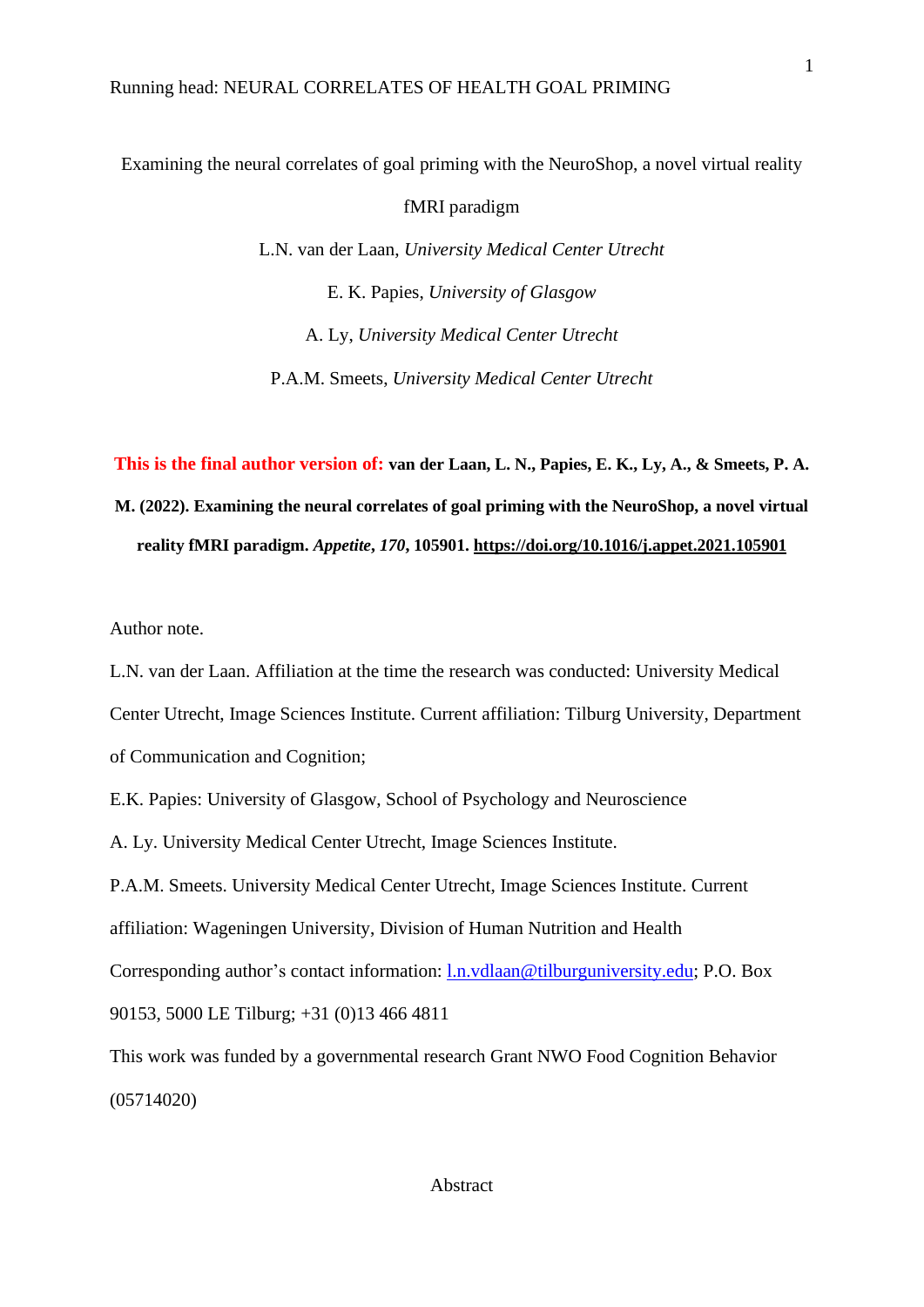Examining the neural correlates of goal priming with the NeuroShop, a novel virtual reality fMRI paradigm

L.N. van der Laan, *University Medical Center Utrecht*

E. K. Papies, *University of Glasgow*

A. Ly, *University Medical Center Utrecht*

P.A.M. Smeets, *University Medical Center Utrecht*

**This is the final author version of: van der Laan, L. N., Papies, E. K., Ly, A., & Smeets, P. A. M. (2022). Examining the neural correlates of goal priming with the NeuroShop, a novel virtual reality fMRI paradigm. *Appetite*, *170*, 105901. https://doi.org/10.1016/j.appet.2021.105901**

Author note.

L.N. van der Laan. Affiliation at the time the research was conducted: University Medical Center Utrecht, Image Sciences Institute. Current affiliation: Tilburg University, Department of Communication and Cognition;

E.K. Papies: University of Glasgow, School of Psychology and Neuroscience

A. Ly. University Medical Center Utrecht, Image Sciences Institute.

P.A.M. Smeets. University Medical Center Utrecht, Image Sciences Institute. Current affiliation: Wageningen University, Division of Human Nutrition and Health

Corresponding author's contact information: l.n.vdlaan@tilburguniversity.edu; P.O. Box 90153, 5000 LE Tilburg; +31 (0)13 466 4811

This work was funded by a governmental research Grant NWO Food Cognition Behavior (05714020)

Abstract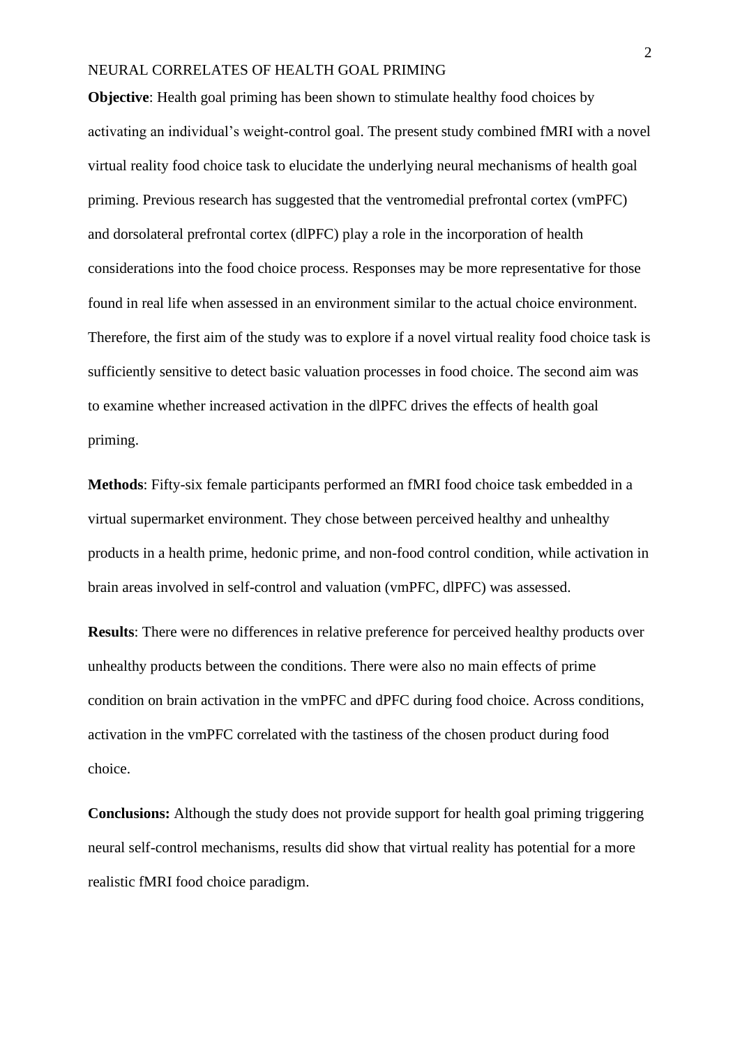**Objective**: Health goal priming has been shown to stimulate healthy food choices by activating an individual's weight-control goal. The present study combined fMRI with a novel virtual reality food choice task to elucidate the underlying neural mechanisms of health goal priming. Previous research has suggested that the ventromedial prefrontal cortex (vmPFC) and dorsolateral prefrontal cortex (dlPFC) play a role in the incorporation of health considerations into the food choice process. Responses may be more representative for those found in real life when assessed in an environment similar to the actual choice environment. Therefore, the first aim of the study was to explore if a novel virtual reality food choice task is sufficiently sensitive to detect basic valuation processes in food choice. The second aim was to examine whether increased activation in the dlPFC drives the effects of health goal priming.

**Methods**: Fifty-six female participants performed an fMRI food choice task embedded in a virtual supermarket environment. They chose between perceived healthy and unhealthy products in a health prime, hedonic prime, and non-food control condition, while activation in brain areas involved in self-control and valuation (vmPFC, dlPFC) was assessed.

**Results**: There were no differences in relative preference for perceived healthy products over unhealthy products between the conditions. There were also no main effects of prime condition on brain activation in the vmPFC and dPFC during food choice. Across conditions, activation in the vmPFC correlated with the tastiness of the chosen product during food choice.

**Conclusions:** Although the study does not provide support for health goal priming triggering neural self-control mechanisms, results did show that virtual reality has potential for a more realistic fMRI food choice paradigm.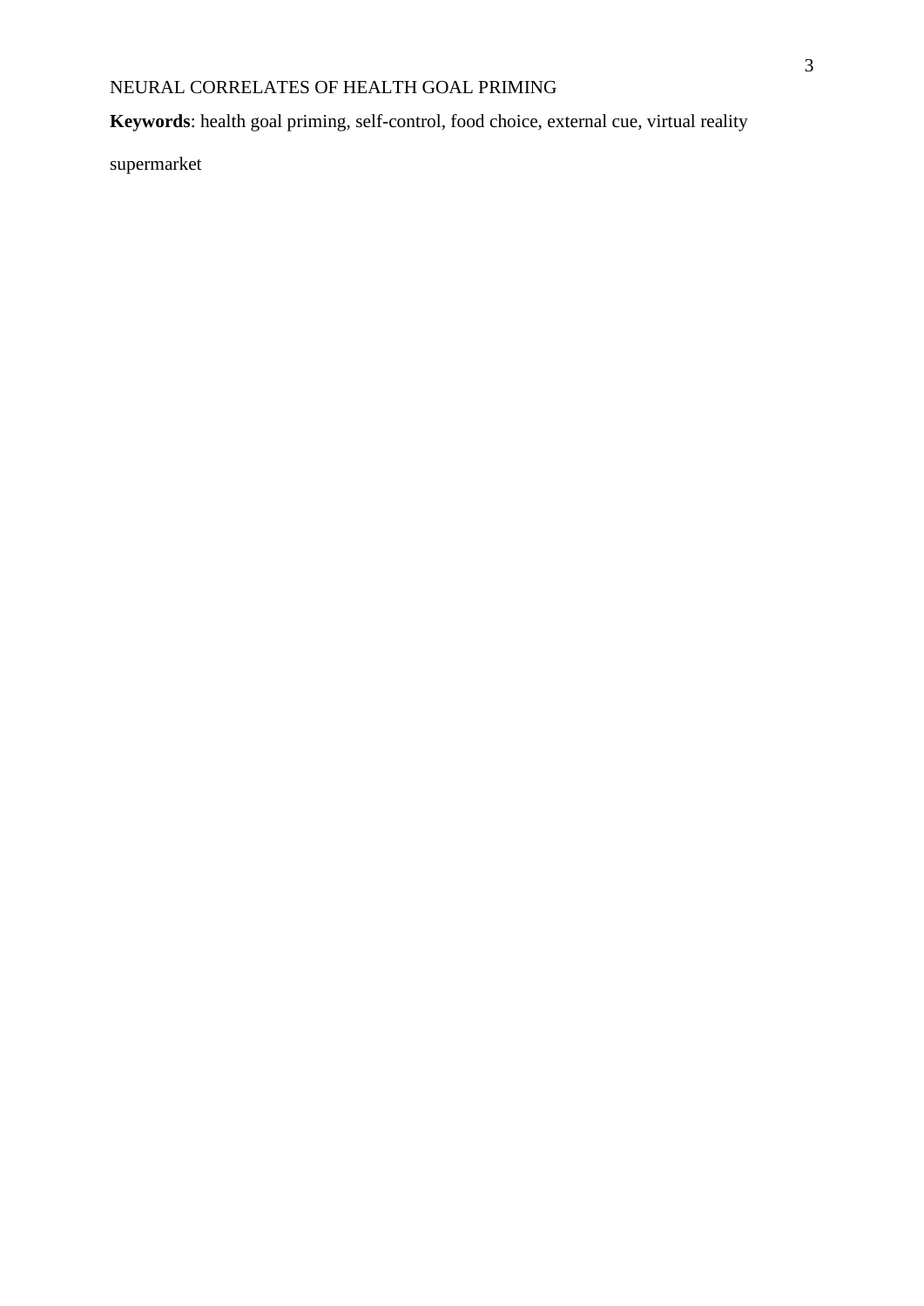**Keywords**: health goal priming, self-control, food choice, external cue, virtual reality supermarket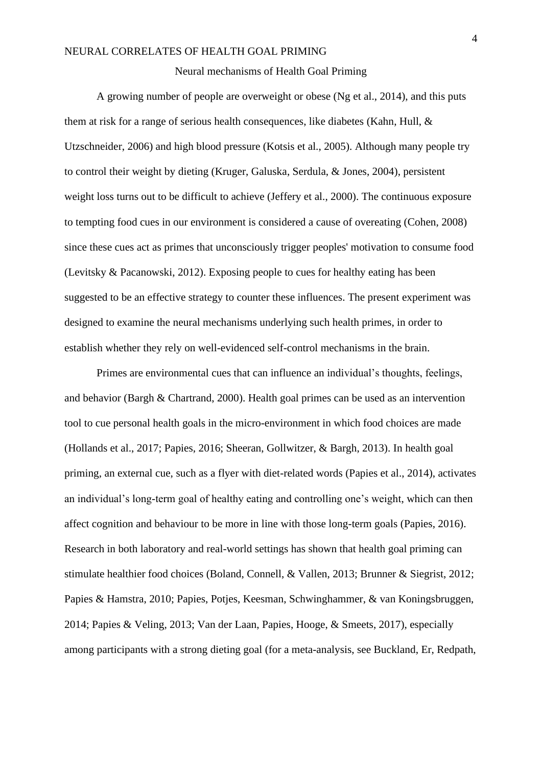## Neural mechanisms of Health Goal Priming

A growing number of people are overweight or obese (Ng et al., 2014), and this puts them at risk for a range of serious health consequences, like diabetes (Kahn, Hull, & Utzschneider, 2006) and high blood pressure (Kotsis et al., 2005). Although many people try to control their weight by dieting (Kruger, Galuska, Serdula, & Jones, 2004), persistent weight loss turns out to be difficult to achieve (Jeffery et al., 2000). The continuous exposure to tempting food cues in our environment is considered a cause of overeating (Cohen, 2008) since these cues act as primes that unconsciously trigger peoples' motivation to consume food (Levitsky & Pacanowski, 2012). Exposing people to cues for healthy eating has been suggested to be an effective strategy to counter these influences. The present experiment was designed to examine the neural mechanisms underlying such health primes, in order to establish whether they rely on well-evidenced self-control mechanisms in the brain.

Primes are environmental cues that can influence an individual's thoughts, feelings, and behavior (Bargh & Chartrand, 2000). Health goal primes can be used as an intervention tool to cue personal health goals in the micro-environment in which food choices are made (Hollands et al., 2017; Papies, 2016; Sheeran, Gollwitzer, & Bargh, 2013). In health goal priming, an external cue, such as a flyer with diet-related words (Papies et al., 2014), activates an individual's long-term goal of healthy eating and controlling one's weight, which can then affect cognition and behaviour to be more in line with those long-term goals (Papies, 2016). Research in both laboratory and real-world settings has shown that health goal priming can stimulate healthier food choices (Boland, Connell, & Vallen, 2013; Brunner & Siegrist, 2012; Papies & Hamstra, 2010; Papies, Potjes, Keesman, Schwinghammer, & van Koningsbruggen, 2014; Papies & Veling, 2013; Van der Laan, Papies, Hooge, & Smeets, 2017), especially among participants with a strong dieting goal (for a meta-analysis, see Buckland, Er, Redpath,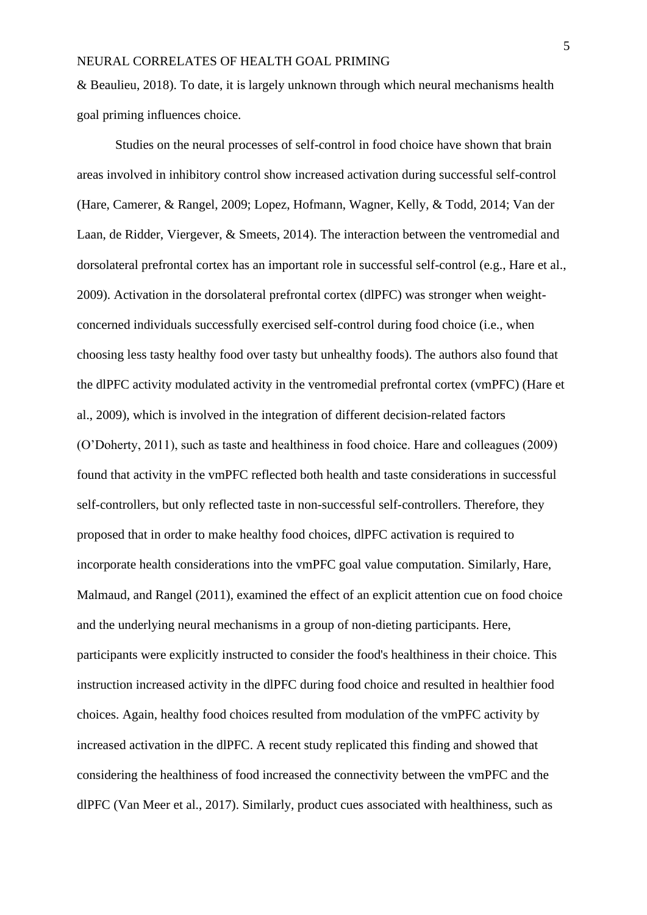& Beaulieu, 2018). To date, it is largely unknown through which neural mechanisms health goal priming influences choice.

Studies on the neural processes of self-control in food choice have shown that brain areas involved in inhibitory control show increased activation during successful self-control (Hare, Camerer, & Rangel, 2009; Lopez, Hofmann, Wagner, Kelly, & Todd, 2014; Van der Laan, de Ridder, Viergever, & Smeets, 2014). The interaction between the ventromedial and dorsolateral prefrontal cortex has an important role in successful self-control (e.g., Hare et al., 2009). Activation in the dorsolateral prefrontal cortex (dlPFC) was stronger when weight-concerned individuals successfully exercised self-control during food choice (i.e., when choosing less tasty healthy food over tasty but unhealthy foods). The authors also found that the dlPFC activity modulated activity in the ventromedial prefrontal cortex (vmPFC) (Hare et al., 2009), which is involved in the integration of different decision-related factors (O'Doherty, 2011), such as taste and healthiness in food choice. Hare and colleagues (2009) found that activity in the vmPFC reflected both health and taste considerations in successful self-controllers, but only reflected taste in non-successful self-controllers. Therefore, they proposed that in order to make healthy food choices, dlPFC activation is required to incorporate health considerations into the vmPFC goal value computation. Similarly, Hare, Malmaud, and Rangel (2011), examined the effect of an explicit attention cue on food choice and the underlying neural mechanisms in a group of non-dieting participants. Here, participants were explicitly instructed to consider the food's healthiness in their choice. This instruction increased activity in the dlPFC during food choice and resulted in healthier food choices. Again, healthy food choices resulted from modulation of the vmPFC activity by increased activation in the dlPFC. A recent study replicated this finding and showed that considering the healthiness of food increased the connectivity between the vmPFC and the dlPFC (Van Meer et al., 2017). Similarly, product cues associated with healthiness, such as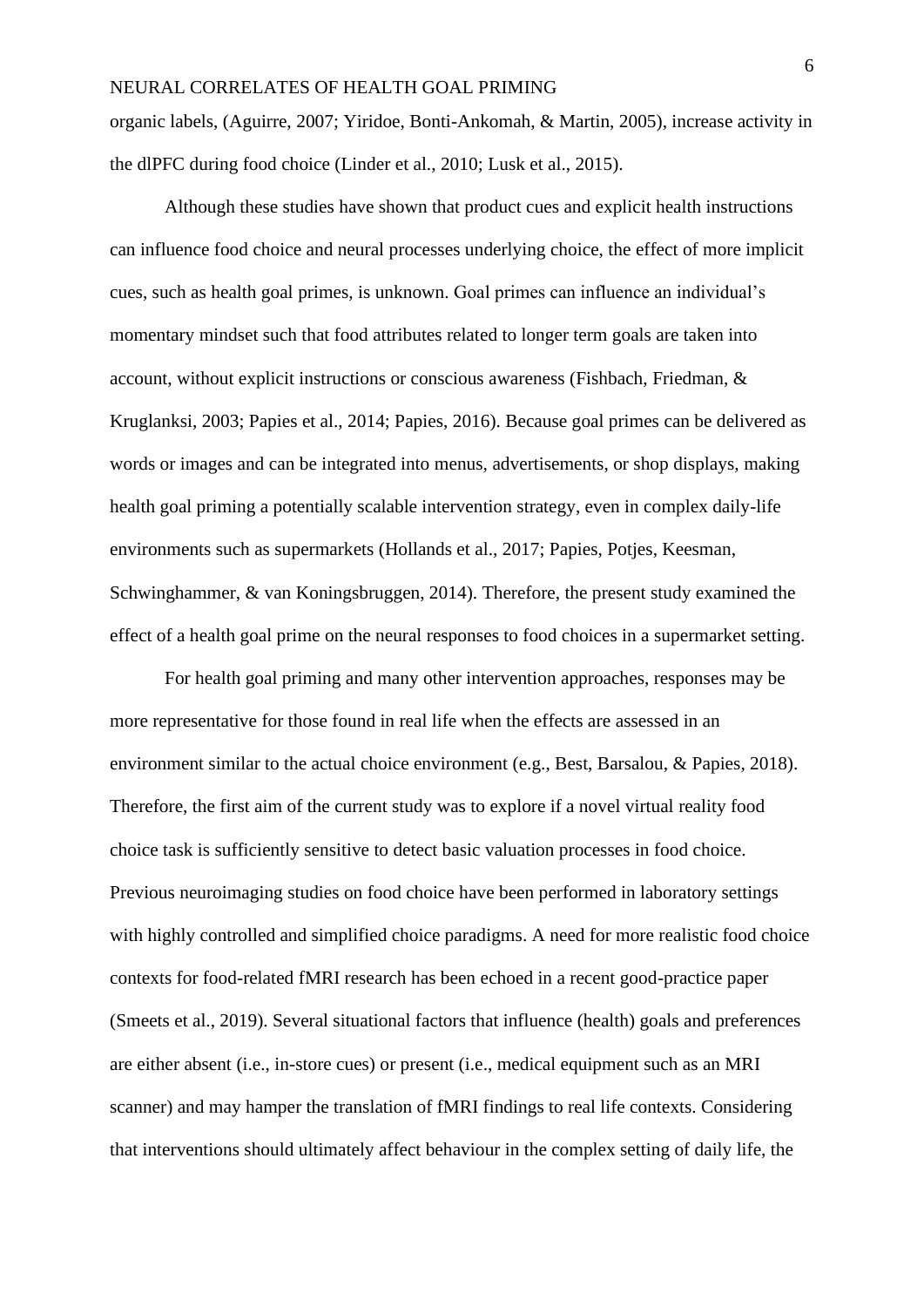organic labels, (Aguirre, 2007; Yiridoe, Bonti-Ankomah, & Martin, 2005), increase activity in the dlPFC during food choice (Linder et al., 2010; Lusk et al., 2015).

Although these studies have shown that product cues and explicit health instructions can influence food choice and neural processes underlying choice, the effect of more implicit cues, such as health goal primes, is unknown. Goal primes can influence an individual's momentary mindset such that food attributes related to longer term goals are taken into account, without explicit instructions or conscious awareness (Fishbach, Friedman, & Kruglanksi, 2003; Papies et al., 2014; Papies, 2016). Because goal primes can be delivered as words or images and can be integrated into menus, advertisements, or shop displays, making health goal priming a potentially scalable intervention strategy, even in complex daily-life environments such as supermarkets (Hollands et al., 2017; Papies, Potjes, Keesman, Schwinghammer, & van Koningsbruggen, 2014). Therefore, the present study examined the effect of a health goal prime on the neural responses to food choices in a supermarket setting.

For health goal priming and many other intervention approaches, responses may be more representative for those found in real life when the effects are assessed in an environment similar to the actual choice environment (e.g., Best, Barsalou, & Papies, 2018). Therefore, the first aim of the current study was to explore if a novel virtual reality food choice task is sufficiently sensitive to detect basic valuation processes in food choice. Previous neuroimaging studies on food choice have been performed in laboratory settings with highly controlled and simplified choice paradigms. A need for more realistic food choice contexts for food-related fMRI research has been echoed in a recent good-practice paper (Smeets et al., 2019). Several situational factors that influence (health) goals and preferences are either absent (i.e., in-store cues) or present (i.e., medical equipment such as an MRI scanner) and may hamper the translation of fMRI findings to real life contexts. Considering that interventions should ultimately affect behaviour in the complex setting of daily life, the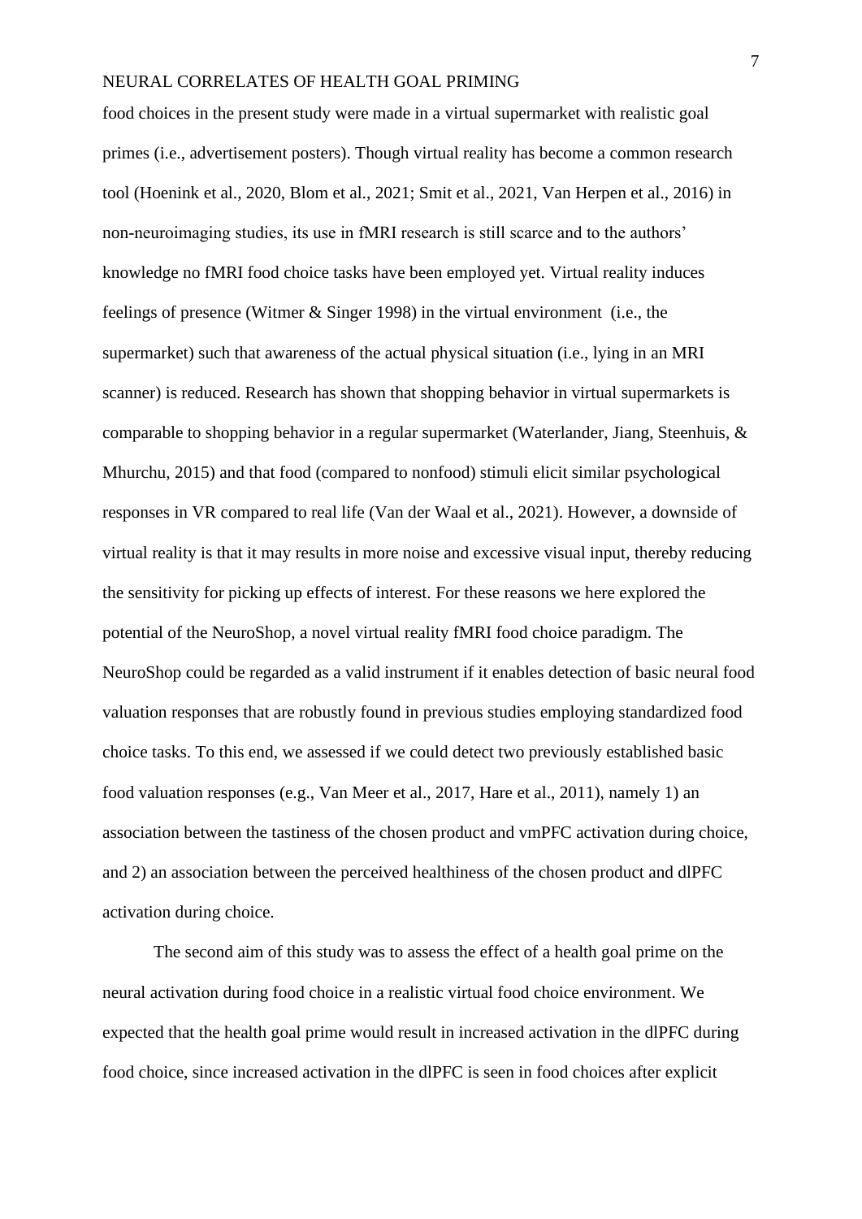food choices in the present study were made in a virtual supermarket with realistic goal primes (i.e., advertisement posters). Though virtual reality has become a common research tool (Hoenink et al., 2020, Blom et al., 2021; Smit et al., 2021, Van Herpen et al., 2016) in non-neuroimaging studies, its use in fMRI research is still scarce and to the authors' knowledge no fMRI food choice tasks have been employed yet. Virtual reality induces feelings of presence (Witmer & Singer 1998) in the virtual environment (i.e., the supermarket) such that awareness of the actual physical situation (i.e., lying in an MRI scanner) is reduced. Research has shown that shopping behavior in virtual supermarkets is comparable to shopping behavior in a regular supermarket (Waterlander, Jiang, Steenhuis, & Mhurchu, 2015) and that food (compared to nonfood) stimuli elicit similar psychological responses in VR compared to real life (Van der Waal et al., 2021). However, a downside of virtual reality is that it may results in more noise and excessive visual input, thereby reducing the sensitivity for picking up effects of interest. For these reasons we here explored the potential of the NeuroShop, a novel virtual reality fMRI food choice paradigm. The NeuroShop could be regarded as a valid instrument if it enables detection of basic neural food valuation responses that are robustly found in previous studies employing standardized food choice tasks. To this end, we assessed if we could detect two previously established basic food valuation responses (e.g., Van Meer et al., 2017, Hare et al., 2011), namely 1) an association between the tastiness of the chosen product and vmPFC activation during choice, and 2) an association between the perceived healthiness of the chosen product and dlPFC activation during choice.

The second aim of this study was to assess the effect of a health goal prime on the neural activation during food choice in a realistic virtual food choice environment. We expected that the health goal prime would result in increased activation in the dlPFC during food choice, since increased activation in the dlPFC is seen in food choices after explicit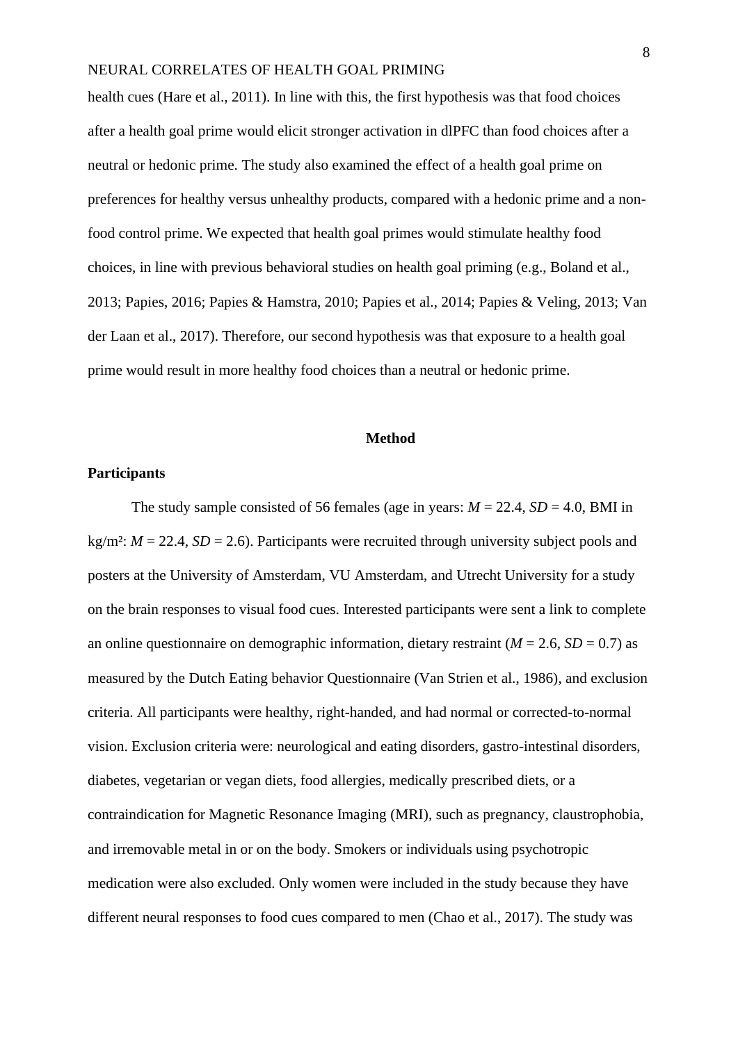health cues (Hare et al., 2011). In line with this, the first hypothesis was that food choices after a health goal prime would elicit stronger activation in dlPFC than food choices after a neutral or hedonic prime. The study also examined the effect of a health goal prime on preferences for healthy versus unhealthy products, compared with a hedonic prime and a non-food control prime. We expected that health goal primes would stimulate healthy food choices, in line with previous behavioral studies on health goal priming (e.g., Boland et al., 2013; Papies, 2016; Papies & Hamstra, 2010; Papies et al., 2014; Papies & Veling, 2013; Van der Laan et al., 2017). Therefore, our second hypothesis was that exposure to a health goal prime would result in more healthy food choices than a neutral or hedonic prime.

## Method

### Participants

The study sample consisted of 56 females (age in years: *M* = 22.4, *SD* = 4.0, BMI in kg/m²: *M* = 22.4, *SD* = 2.6). Participants were recruited through university subject pools and posters at the University of Amsterdam, VU Amsterdam, and Utrecht University for a study on the brain responses to visual food cues. Interested participants were sent a link to complete an online questionnaire on demographic information, dietary restraint (*M* = 2.6, *SD* = 0.7) as measured by the Dutch Eating behavior Questionnaire (Van Strien et al., 1986), and exclusion criteria. All participants were healthy, right-handed, and had normal or corrected-to-normal vision. Exclusion criteria were: neurological and eating disorders, gastro-intestinal disorders, diabetes, vegetarian or vegan diets, food allergies, medically prescribed diets, or a contraindication for Magnetic Resonance Imaging (MRI), such as pregnancy, claustrophobia, and irremovable metal in or on the body. Smokers or individuals using psychotropic medication were also excluded. Only women were included in the study because they have different neural responses to food cues compared to men (Chao et al., 2017). The study was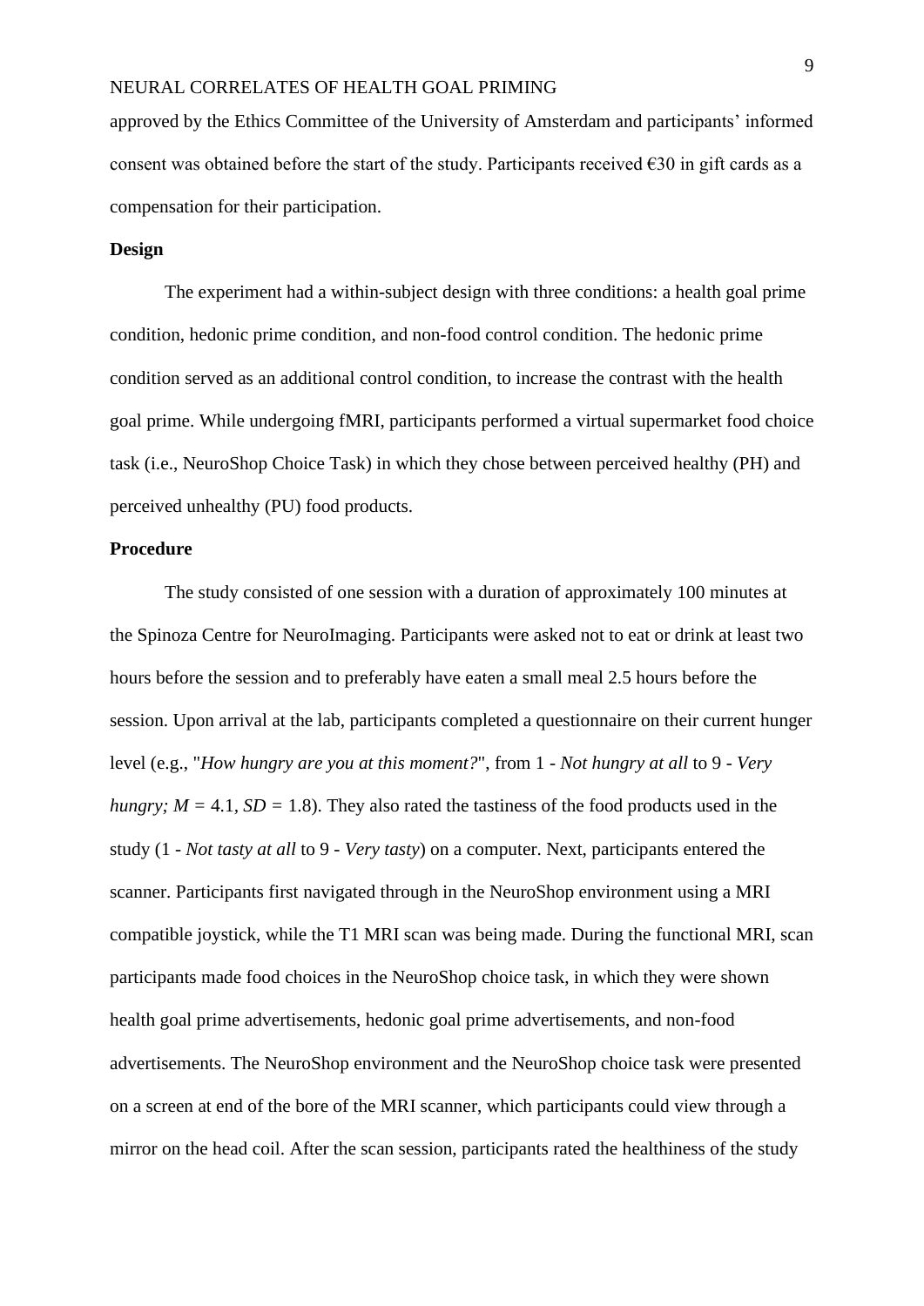approved by the Ethics Committee of the University of Amsterdam and participants' informed consent was obtained before the start of the study. Participants received €30 in gift cards as a compensation for their participation.

**Design**

The experiment had a within-subject design with three conditions: a health goal prime condition, hedonic prime condition, and non-food control condition. The hedonic prime condition served as an additional control condition, to increase the contrast with the health goal prime. While undergoing fMRI, participants performed a virtual supermarket food choice task (i.e., NeuroShop Choice Task) in which they chose between perceived healthy (PH) and perceived unhealthy (PU) food products.

**Procedure**

The study consisted of one session with a duration of approximately 100 minutes at the Spinoza Centre for NeuroImaging. Participants were asked not to eat or drink at least two hours before the session and to preferably have eaten a small meal 2.5 hours before the session. Upon arrival at the lab, participants completed a questionnaire on their current hunger level (e.g., "*How hungry are you at this moment?*", from 1 - *Not hungry at all* to 9 - *Very hungry; M* = 4.1, *SD* = 1.8). They also rated the tastiness of the food products used in the study (1 - *Not tasty at all* to 9 - *Very tasty*) on a computer. Next, participants entered the scanner. Participants first navigated through in the NeuroShop environment using a MRI compatible joystick, while the T1 MRI scan was being made. During the functional MRI, scan participants made food choices in the NeuroShop choice task, in which they were shown health goal prime advertisements, hedonic goal prime advertisements, and non-food advertisements. The NeuroShop environment and the NeuroShop choice task were presented on a screen at end of the bore of the MRI scanner, which participants could view through a mirror on the head coil. After the scan session, participants rated the healthiness of the study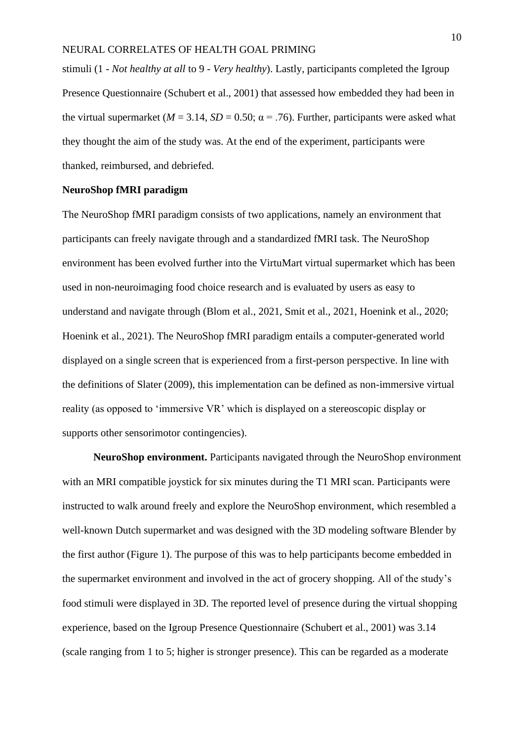stimuli (1 - *Not healthy at all* to 9 - *Very healthy*). Lastly, participants completed the Igroup Presence Questionnaire (Schubert et al., 2001) that assessed how embedded they had been in the virtual supermarket ($M$ = 3.14, $SD$ = 0.50; α = .76). Further, participants were asked what they thought the aim of the study was. At the end of the experiment, participants were thanked, reimbursed, and debriefed.

**NeuroShop fMRI paradigm**

The NeuroShop fMRI paradigm consists of two applications, namely an environment that participants can freely navigate through and a standardized fMRI task. The NeuroShop environment has been evolved further into the VirtuMart virtual supermarket which has been used in non-neuroimaging food choice research and is evaluated by users as easy to understand and navigate through (Blom et al., 2021, Smit et al., 2021, Hoenink et al., 2020; Hoenink et al., 2021). The NeuroShop fMRI paradigm entails a computer-generated world displayed on a single screen that is experienced from a first-person perspective. In line with the definitions of Slater (2009), this implementation can be defined as non-immersive virtual reality (as opposed to 'immersive VR' which is displayed on a stereoscopic display or supports other sensorimotor contingencies).

**NeuroShop environment.** Participants navigated through the NeuroShop environment with an MRI compatible joystick for six minutes during the T1 MRI scan. Participants were instructed to walk around freely and explore the NeuroShop environment, which resembled a well-known Dutch supermarket and was designed with the 3D modeling software Blender by the first author (Figure 1). The purpose of this was to help participants become embedded in the supermarket environment and involved in the act of grocery shopping. All of the study's food stimuli were displayed in 3D. The reported level of presence during the virtual shopping experience, based on the Igroup Presence Questionnaire (Schubert et al., 2001) was 3.14 (scale ranging from 1 to 5; higher is stronger presence). This can be regarded as a moderate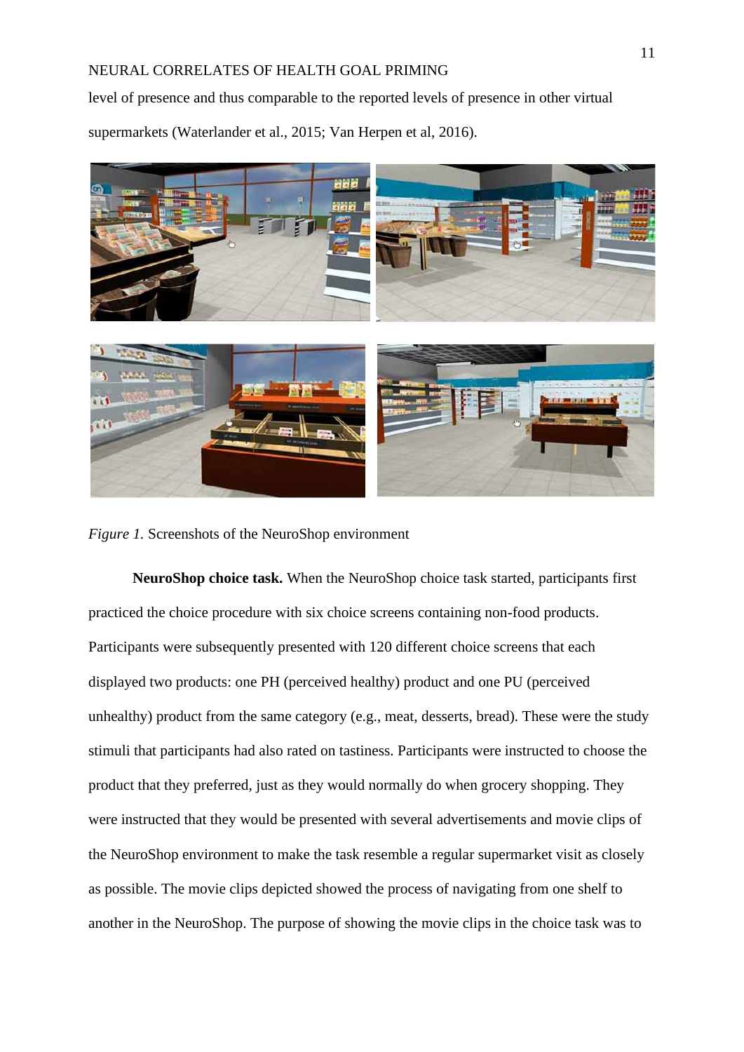level of presence and thus comparable to the reported levels of presence in other virtual supermarkets (Waterlander et al., 2015; Van Herpen et al, 2016).

*Figure 1.* Screenshots of the NeuroShop environment

**NeuroShop choice task.** When the NeuroShop choice task started, participants first practiced the choice procedure with six choice screens containing non-food products. Participants were subsequently presented with 120 different choice screens that each displayed two products: one PH (perceived healthy) product and one PU (perceived unhealthy) product from the same category (e.g., meat, desserts, bread). These were the study stimuli that participants had also rated on tastiness. Participants were instructed to choose the product that they preferred, just as they would normally do when grocery shopping. They were instructed that they would be presented with several advertisements and movie clips of the NeuroShop environment to make the task resemble a regular supermarket visit as closely as possible. The movie clips depicted showed the process of navigating from one shelf to another in the NeuroShop. The purpose of showing the movie clips in the choice task was to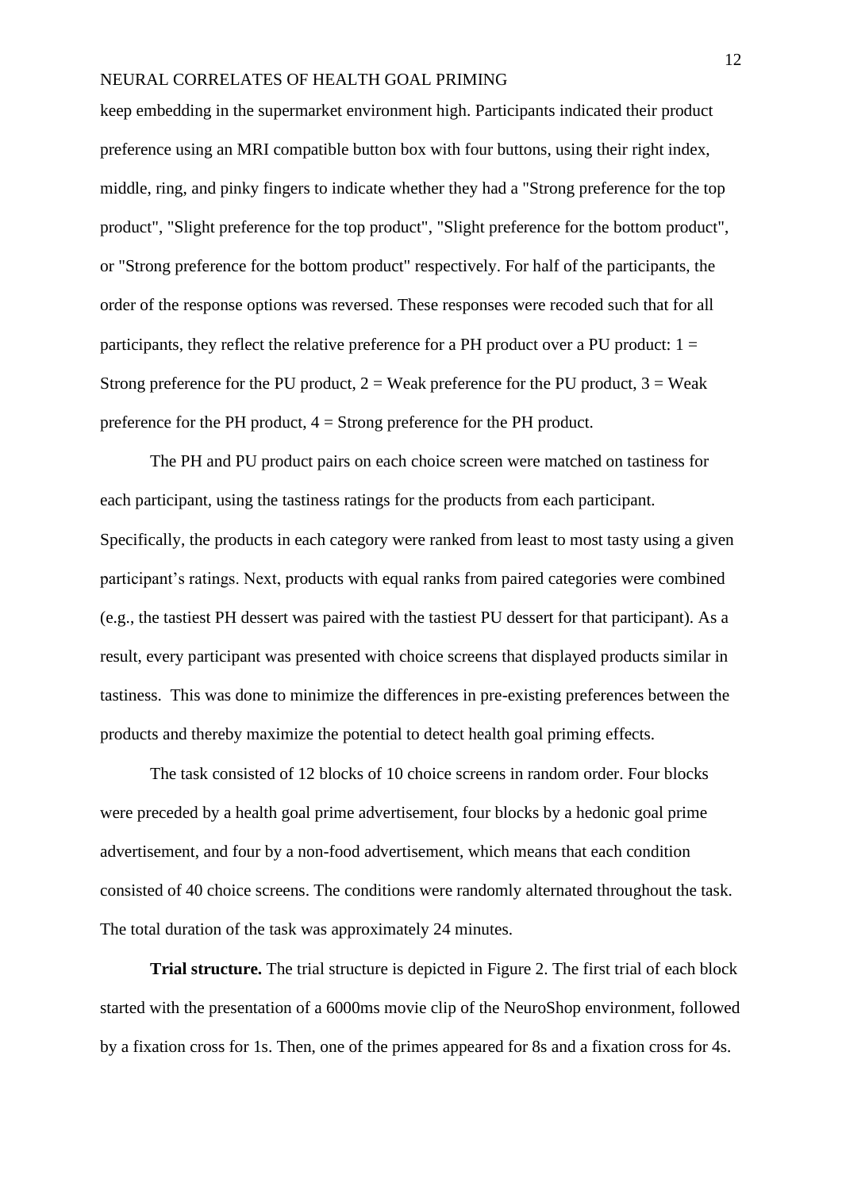keep embedding in the supermarket environment high. Participants indicated their product preference using an MRI compatible button box with four buttons, using their right index, middle, ring, and pinky fingers to indicate whether they had a "Strong preference for the top product", "Slight preference for the top product", "Slight preference for the bottom product", or "Strong preference for the bottom product" respectively. For half of the participants, the order of the response options was reversed. These responses were recoded such that for all participants, they reflect the relative preference for a PH product over a PU product: 1 = Strong preference for the PU product, 2 = Weak preference for the PU product, 3 = Weak preference for the PH product, 4 = Strong preference for the PH product.

The PH and PU product pairs on each choice screen were matched on tastiness for each participant, using the tastiness ratings for the products from each participant. Specifically, the products in each category were ranked from least to most tasty using a given participant's ratings. Next, products with equal ranks from paired categories were combined (e.g., the tastiest PH dessert was paired with the tastiest PU dessert for that participant). As a result, every participant was presented with choice screens that displayed products similar in tastiness. This was done to minimize the differences in pre-existing preferences between the products and thereby maximize the potential to detect health goal priming effects.

The task consisted of 12 blocks of 10 choice screens in random order. Four blocks were preceded by a health goal prime advertisement, four blocks by a hedonic goal prime advertisement, and four by a non-food advertisement, which means that each condition consisted of 40 choice screens. The conditions were randomly alternated throughout the task. The total duration of the task was approximately 24 minutes.

**Trial structure.** The trial structure is depicted in Figure 2. The first trial of each block started with the presentation of a 6000ms movie clip of the NeuroShop environment, followed by a fixation cross for 1s. Then, one of the primes appeared for 8s and a fixation cross for 4s.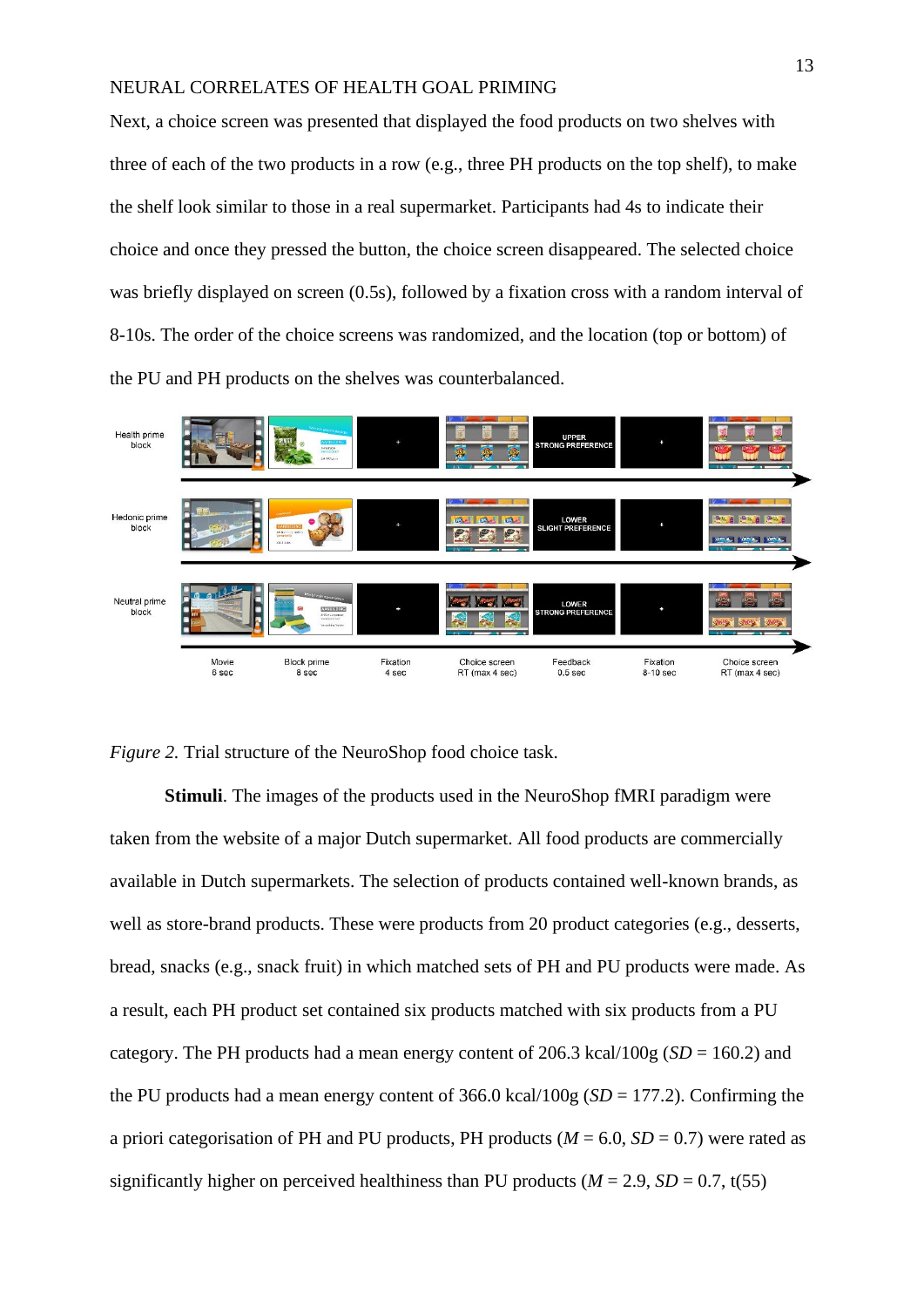Next, a choice screen was presented that displayed the food products on two shelves with three of each of the two products in a row (e.g., three PH products on the top shelf), to make the shelf look similar to those in a real supermarket. Participants had 4s to indicate their choice and once they pressed the button, the choice screen disappeared. The selected choice was briefly displayed on screen (0.5s), followed by a fixation cross with a random interval of 8-10s. The order of the choice screens was randomized, and the location (top or bottom) of the PU and PH products on the shelves was counterbalanced.

*Figure 2.* Trial structure of the NeuroShop food choice task.

**Stimuli**. The images of the products used in the NeuroShop fMRI paradigm were taken from the website of a major Dutch supermarket. All food products are commercially available in Dutch supermarkets. The selection of products contained well-known brands, as well as store-brand products. These were products from 20 product categories (e.g., desserts, bread, snacks (e.g., snack fruit) in which matched sets of PH and PU products were made. As a result, each PH product set contained six products matched with six products from a PU category. The PH products had a mean energy content of 206.3 kcal/100g (*SD* = 160.2) and the PU products had a mean energy content of 366.0 kcal/100g (*SD* = 177.2). Confirming the a priori categorisation of PH and PU products, PH products (*M* = 6.0, *SD* = 0.7) were rated as significantly higher on perceived healthiness than PU products (*M* = 2.9, *SD* = 0.7, t(55)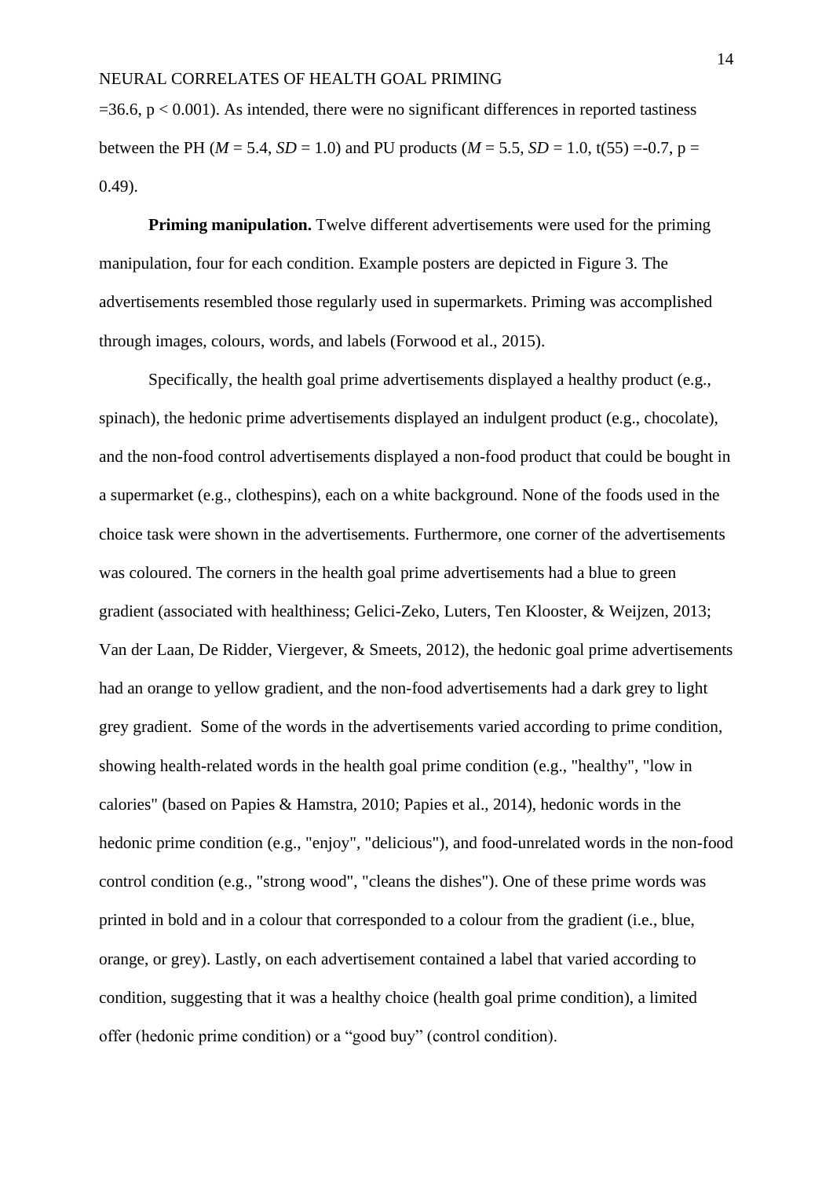$=36.6$, $p < 0.001$). As intended, there were no significant differences in reported tastiness between the PH ($M = 5.4$, $SD = 1.0$) and PU products ($M = 5.5$, $SD = 1.0$, $t(55) = -0.7$, $p = 0.49$).

**Priming manipulation.** Twelve different advertisements were used for the priming manipulation, four for each condition. Example posters are depicted in Figure 3. The advertisements resembled those regularly used in supermarkets. Priming was accomplished through images, colours, words, and labels (Forwood et al., 2015).

Specifically, the health goal prime advertisements displayed a healthy product (e.g., spinach), the hedonic prime advertisements displayed an indulgent product (e.g., chocolate), and the non-food control advertisements displayed a non-food product that could be bought in a supermarket (e.g., clothespins), each on a white background. None of the foods used in the choice task were shown in the advertisements. Furthermore, one corner of the advertisements was coloured. The corners in the health goal prime advertisements had a blue to green gradient (associated with healthiness; Gelici-Zeko, Luters, Ten Klooster, & Weijzen, 2013; Van der Laan, De Ridder, Viergever, & Smeets, 2012), the hedonic goal prime advertisements had an orange to yellow gradient, and the non-food advertisements had a dark grey to light grey gradient. Some of the words in the advertisements varied according to prime condition, showing health-related words in the health goal prime condition (e.g., "healthy", "low in calories" (based on Papies & Hamstra, 2010; Papies et al., 2014), hedonic words in the hedonic prime condition (e.g., "enjoy", "delicious"), and food-unrelated words in the non-food control condition (e.g., "strong wood", "cleans the dishes"). One of these prime words was printed in bold and in a colour that corresponded to a colour from the gradient (i.e., blue, orange, or grey). Lastly, on each advertisement contained a label that varied according to condition, suggesting that it was a healthy choice (health goal prime condition), a limited offer (hedonic prime condition) or a "good buy" (control condition).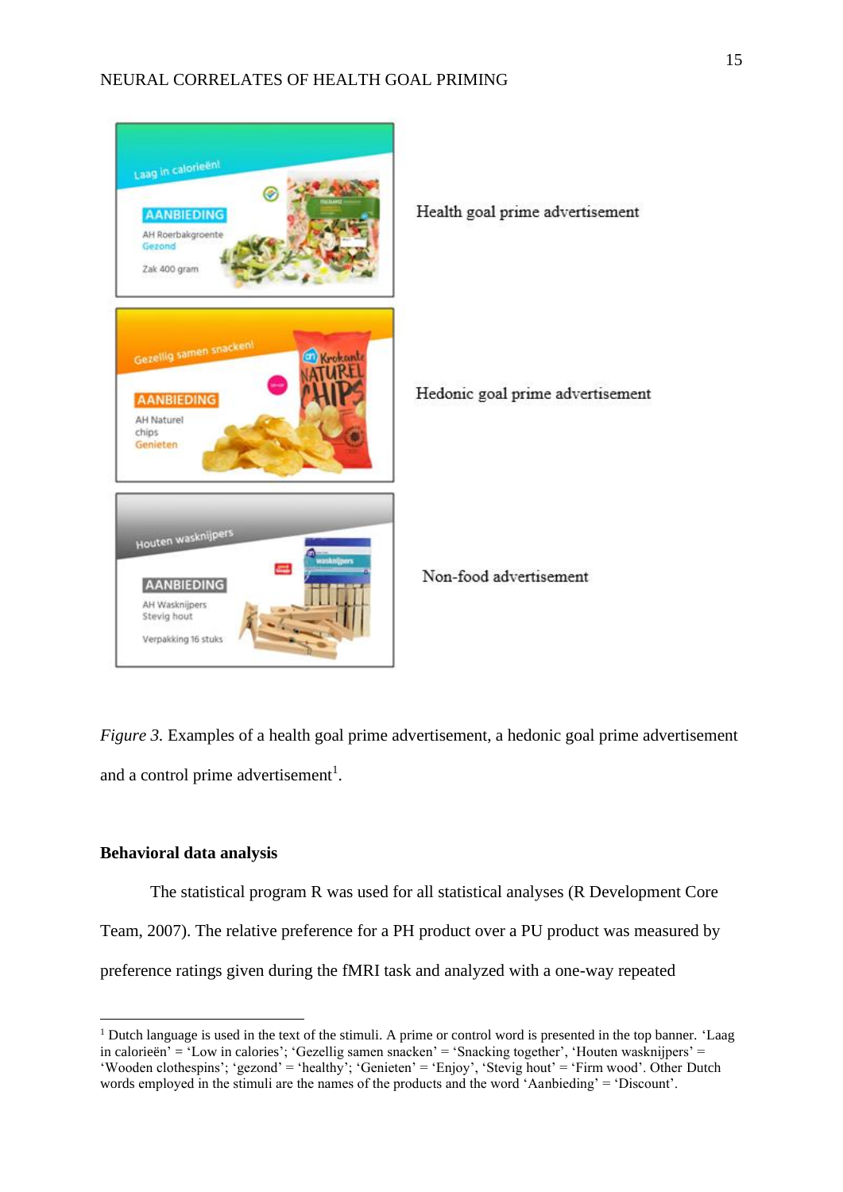*Figure 3.* Examples of a health goal prime advertisement, a hedonic goal prime advertisement and a control prime advertisement[1].

**Behavioral data analysis**

The statistical program R was used for all statistical analyses (R Development Core Team, 2007). The relative preference for a PH product over a PU product was measured by preference ratings given during the fMRI task and analyzed with a one-way repeated

[1] Dutch language is used in the text of the stimuli. A prime or control word is presented in the top banner. 'Laag in calorieën' = 'Low in calories'; 'Gezellig samen snacken' = 'Snacking together', 'Houten wasknijpers' = 'Wooden clothespins'; 'gezond' = 'healthy'; 'Genieten' = 'Enjoy', 'Stevig hout' = 'Firm wood'. Other Dutch words employed in the stimuli are the names of the products and the word 'Aanbieding' = 'Discount'.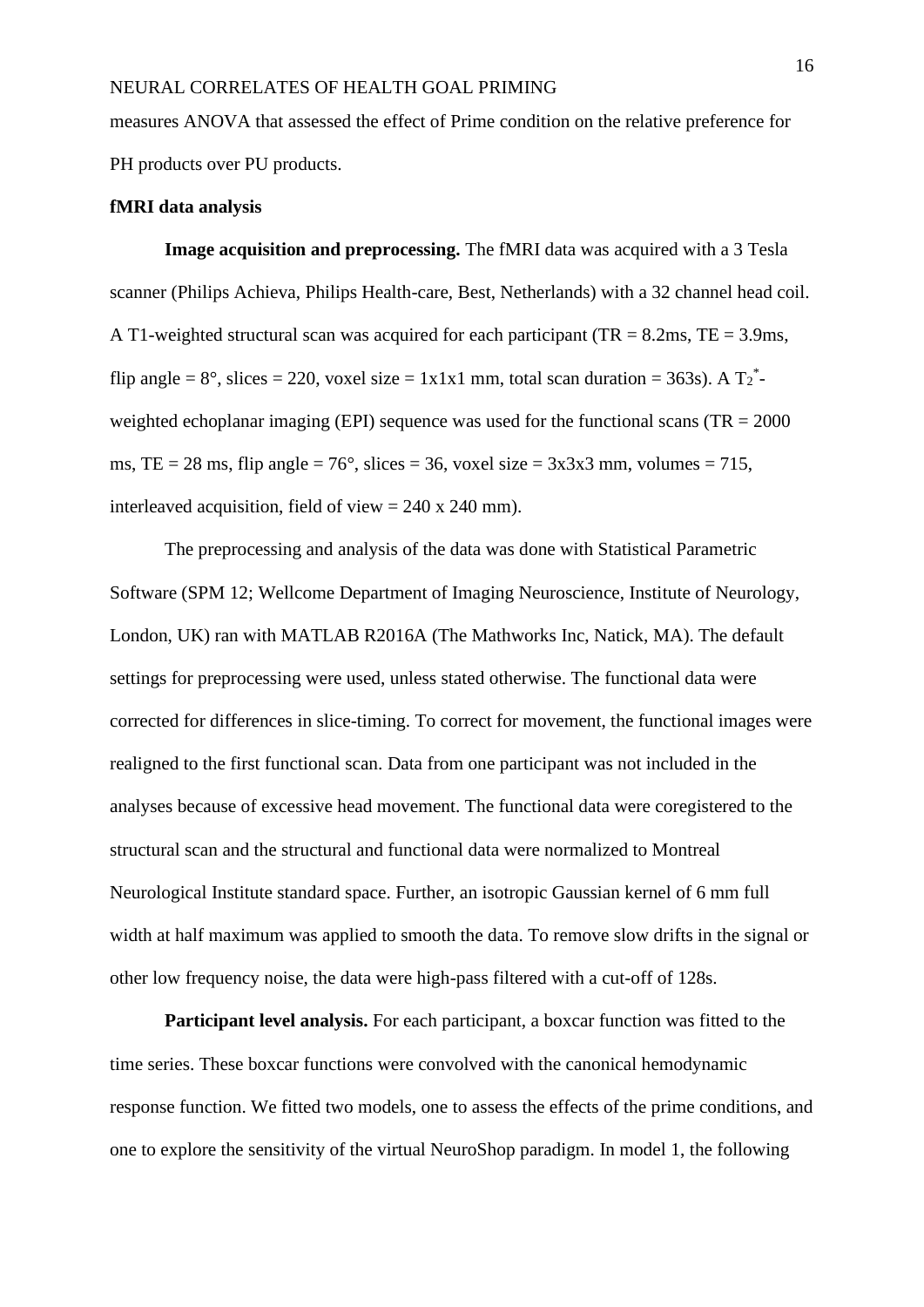measures ANOVA that assessed the effect of Prime condition on the relative preference for PH products over PU products.

**fMRI data analysis**

**Image acquisition and preprocessing.** The fMRI data was acquired with a 3 Tesla scanner (Philips Achieva, Philips Health-care, Best, Netherlands) with a 32 channel head coil. A T1-weighted structural scan was acquired for each participant (TR = 8.2ms, TE = 3.9ms, flip angle = 8°, slices = 220, voxel size = 1x1x1 mm, total scan duration = 363s). A $T_2^*$-weighted echoplanar imaging (EPI) sequence was used for the functional scans (TR = 2000 ms, TE = 28 ms, flip angle = 76°, slices = 36, voxel size = 3x3x3 mm, volumes = 715, interleaved acquisition, field of view = 240 x 240 mm).

The preprocessing and analysis of the data was done with Statistical Parametric Software (SPM 12; Wellcome Department of Imaging Neuroscience, Institute of Neurology, London, UK) ran with MATLAB R2016A (The Mathworks Inc, Natick, MA). The default settings for preprocessing were used, unless stated otherwise. The functional data were corrected for differences in slice-timing. To correct for movement, the functional images were realigned to the first functional scan. Data from one participant was not included in the analyses because of excessive head movement. The functional data were coregistered to the structural scan and the structural and functional data were normalized to Montreal Neurological Institute standard space. Further, an isotropic Gaussian kernel of 6 mm full width at half maximum was applied to smooth the data. To remove slow drifts in the signal or other low frequency noise, the data were high-pass filtered with a cut-off of 128s.

**Participant level analysis.** For each participant, a boxcar function was fitted to the time series. These boxcar functions were convolved with the canonical hemodynamic response function. We fitted two models, one to assess the effects of the prime conditions, and one to explore the sensitivity of the virtual NeuroShop paradigm. In model 1, the following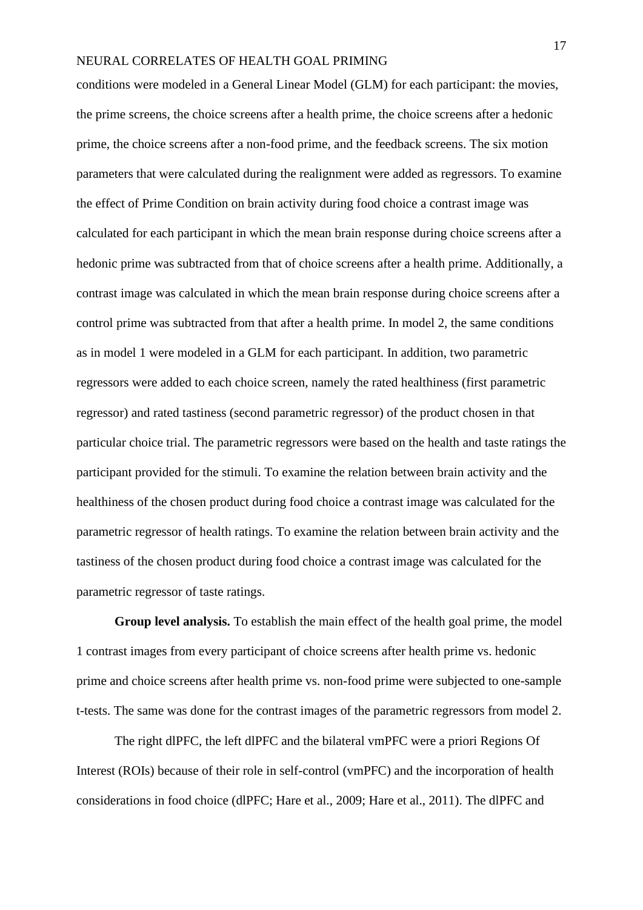conditions were modeled in a General Linear Model (GLM) for each participant: the movies, the prime screens, the choice screens after a health prime, the choice screens after a hedonic prime, the choice screens after a non-food prime, and the feedback screens. The six motion parameters that were calculated during the realignment were added as regressors. To examine the effect of Prime Condition on brain activity during food choice a contrast image was calculated for each participant in which the mean brain response during choice screens after a hedonic prime was subtracted from that of choice screens after a health prime. Additionally, a contrast image was calculated in which the mean brain response during choice screens after a control prime was subtracted from that after a health prime. In model 2, the same conditions as in model 1 were modeled in a GLM for each participant. In addition, two parametric regressors were added to each choice screen, namely the rated healthiness (first parametric regressor) and rated tastiness (second parametric regressor) of the product chosen in that particular choice trial. The parametric regressors were based on the health and taste ratings the participant provided for the stimuli. To examine the relation between brain activity and the healthiness of the chosen product during food choice a contrast image was calculated for the parametric regressor of health ratings. To examine the relation between brain activity and the tastiness of the chosen product during food choice a contrast image was calculated for the parametric regressor of taste ratings.

**Group level analysis.** To establish the main effect of the health goal prime, the model 1 contrast images from every participant of choice screens after health prime vs. hedonic prime and choice screens after health prime vs. non-food prime were subjected to one-sample t-tests. The same was done for the contrast images of the parametric regressors from model 2.

The right dlPFC, the left dlPFC and the bilateral vmPFC were a priori Regions Of Interest (ROIs) because of their role in self-control (vmPFC) and the incorporation of health considerations in food choice (dlPFC; Hare et al., 2009; Hare et al., 2011). The dlPFC and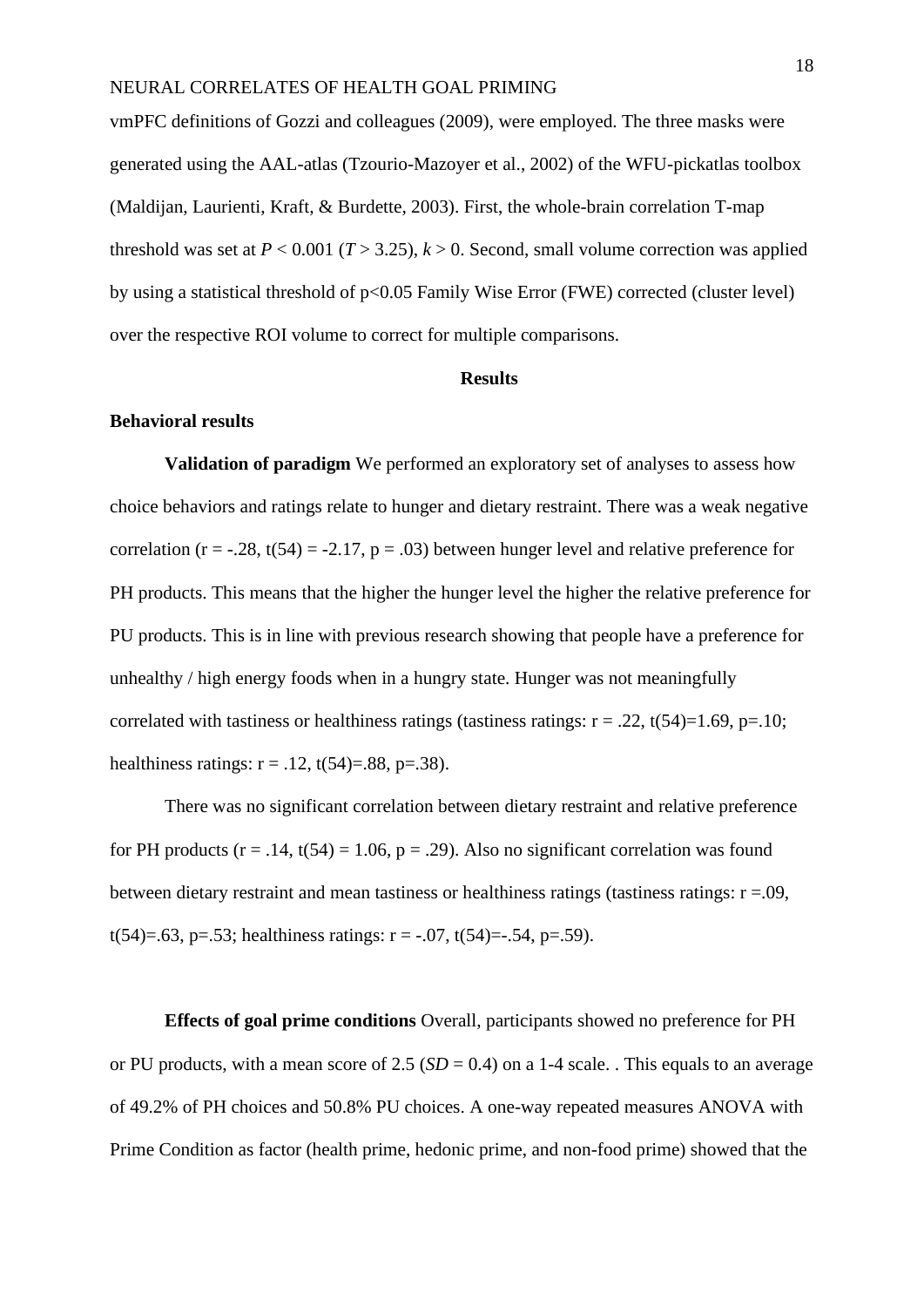vmPFC definitions of Gozzi and colleagues (2009), were employed. The three masks were generated using the AAL-atlas (Tzourio-Mazoyer et al., 2002) of the WFU-pickatlas toolbox (Maldijan, Laurienti, Kraft, & Burdette, 2003). First, the whole-brain correlation T-map threshold was set at $P < 0.001$ ($T > 3.25$), $k > 0$. Second, small volume correction was applied by using a statistical threshold of $p<0.05$ Family Wise Error (FWE) corrected (cluster level) over the respective ROI volume to correct for multiple comparisons.

## Results

### Behavioral results

**Validation of paradigm** We performed an exploratory set of analyses to assess how choice behaviors and ratings relate to hunger and dietary restraint. There was a weak negative correlation ($r = -.28$, $t(54) = -2.17$, $p = .03$) between hunger level and relative preference for PH products. This means that the higher the hunger level the higher the relative preference for PU products. This is in line with previous research showing that people have a preference for unhealthy / high energy foods when in a hungry state. Hunger was not meaningfully correlated with tastiness or healthiness ratings (tastiness ratings: $r = .22$, $t(54)=1.69$, $p=.10$; healthiness ratings: $r = .12$, $t(54)=.88$, $p=.38$).

There was no significant correlation between dietary restraint and relative preference for PH products ($r = .14$, $t(54) = 1.06$, $p = .29$). Also no significant correlation was found between dietary restraint and mean tastiness or healthiness ratings (tastiness ratings: $r =.09$, $t(54)=.63$, $p=.53$; healthiness ratings: $r = -.07$, $t(54)=-.54$, $p=.59$).

**Effects of goal prime conditions** Overall, participants showed no preference for PH or PU products, with a mean score of 2.5 (*SD* = 0.4) on a 1-4 scale. . This equals to an average of 49.2% of PH choices and 50.8% PU choices. A one-way repeated measures ANOVA with Prime Condition as factor (health prime, hedonic prime, and non-food prime) showed that the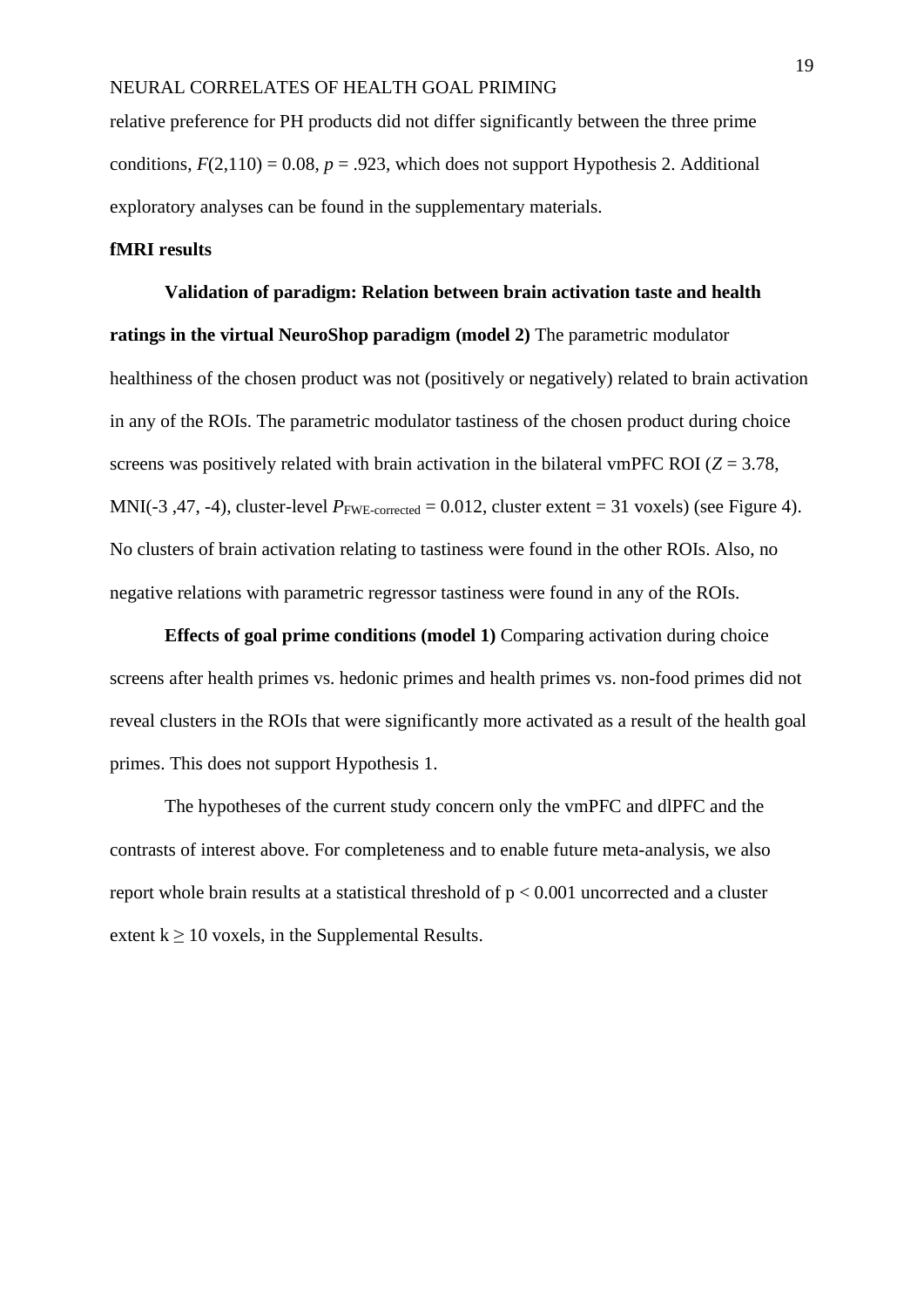relative preference for PH products did not differ significantly between the three prime conditions, $F(2,110) = 0.08$, $p = .923$, which does not support Hypothesis 2. Additional exploratory analyses can be found in the supplementary materials.

**fMRI results**

**Validation of paradigm: Relation between brain activation taste and health ratings in the virtual NeuroShop paradigm (model 2)** The parametric modulator healthiness of the chosen product was not (positively or negatively) related to brain activation in any of the ROIs. The parametric modulator tastiness of the chosen product during choice screens was positively related with brain activation in the bilateral vmPFC ROI ($Z = 3.78$, MNI(-3 ,47, -4), cluster-level $P_{\text{FWE-corrected}} = 0.012$, cluster extent = 31 voxels) (see Figure 4). No clusters of brain activation relating to tastiness were found in the other ROIs. Also, no negative relations with parametric regressor tastiness were found in any of the ROIs.

**Effects of goal prime conditions (model 1)** Comparing activation during choice screens after health primes vs. hedonic primes and health primes vs. non-food primes did not reveal clusters in the ROIs that were significantly more activated as a result of the health goal primes. This does not support Hypothesis 1.

The hypotheses of the current study concern only the vmPFC and dlPFC and the contrasts of interest above. For completeness and to enable future meta-analysis, we also report whole brain results at a statistical threshold of $p < 0.001$ uncorrected and a cluster extent $k \geq 10$ voxels, in the Supplemental Results.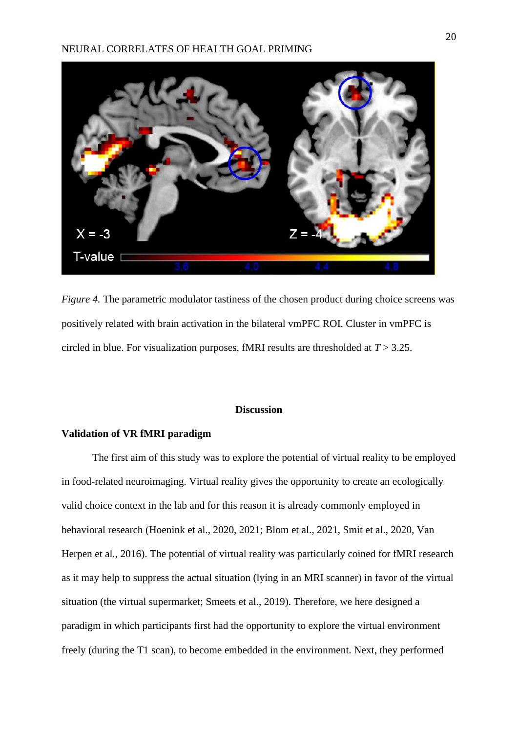*Figure 4.* The parametric modulator tastiness of the chosen product during choice screens was positively related with brain activation in the bilateral vmPFC ROI. Cluster in vmPFC is circled in blue. For visualization purposes, fMRI results are thresholded at $T > 3.25$.

## Discussion

### Validation of VR fMRI paradigm

The first aim of this study was to explore the potential of virtual reality to be employed in food-related neuroimaging. Virtual reality gives the opportunity to create an ecologically valid choice context in the lab and for this reason it is already commonly employed in behavioral research (Hoenink et al., 2020, 2021; Blom et al., 2021, Smit et al., 2020, Van Herpen et al., 2016). The potential of virtual reality was particularly coined for fMRI research as it may help to suppress the actual situation (lying in an MRI scanner) in favor of the virtual situation (the virtual supermarket; Smeets et al., 2019). Therefore, we here designed a paradigm in which participants first had the opportunity to explore the virtual environment freely (during the T1 scan), to become embedded in the environment. Next, they performed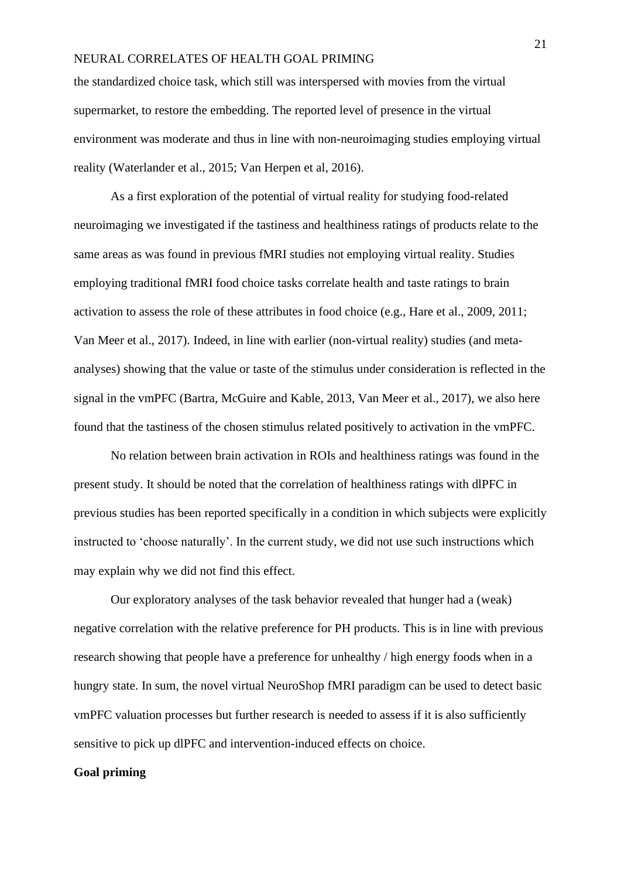the standardized choice task, which still was interspersed with movies from the virtual supermarket, to restore the embedding. The reported level of presence in the virtual environment was moderate and thus in line with non-neuroimaging studies employing virtual reality (Waterlander et al., 2015; Van Herpen et al, 2016).

As a first exploration of the potential of virtual reality for studying food-related neuroimaging we investigated if the tastiness and healthiness ratings of products relate to the same areas as was found in previous fMRI studies not employing virtual reality. Studies employing traditional fMRI food choice tasks correlate health and taste ratings to brain activation to assess the role of these attributes in food choice (e.g., Hare et al., 2009, 2011; Van Meer et al., 2017). Indeed, in line with earlier (non-virtual reality) studies (and meta-analyses) showing that the value or taste of the stimulus under consideration is reflected in the signal in the vmPFC (Bartra, McGuire and Kable, 2013, Van Meer et al., 2017), we also here found that the tastiness of the chosen stimulus related positively to activation in the vmPFC.

No relation between brain activation in ROIs and healthiness ratings was found in the present study. It should be noted that the correlation of healthiness ratings with dlPFC in previous studies has been reported specifically in a condition in which subjects were explicitly instructed to 'choose naturally'. In the current study, we did not use such instructions which may explain why we did not find this effect.

Our exploratory analyses of the task behavior revealed that hunger had a (weak) negative correlation with the relative preference for PH products. This is in line with previous research showing that people have a preference for unhealthy / high energy foods when in a hungry state. In sum, the novel virtual NeuroShop fMRI paradigm can be used to detect basic vmPFC valuation processes but further research is needed to assess if it is also sufficiently sensitive to pick up dlPFC and intervention-induced effects on choice.

**Goal priming**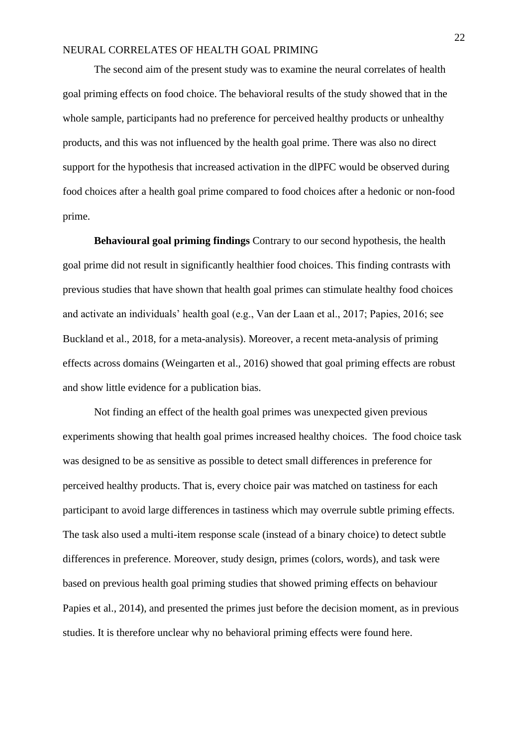The second aim of the present study was to examine the neural correlates of health goal priming effects on food choice. The behavioral results of the study showed that in the whole sample, participants had no preference for perceived healthy products or unhealthy products, and this was not influenced by the health goal prime. There was also no direct support for the hypothesis that increased activation in the dlPFC would be observed during food choices after a health goal prime compared to food choices after a hedonic or non-food prime.

**Behavioural goal priming findings** Contrary to our second hypothesis, the health goal prime did not result in significantly healthier food choices. This finding contrasts with previous studies that have shown that health goal primes can stimulate healthy food choices and activate an individuals' health goal (e.g., Van der Laan et al., 2017; Papies, 2016; see Buckland et al., 2018, for a meta-analysis). Moreover, a recent meta-analysis of priming effects across domains (Weingarten et al., 2016) showed that goal priming effects are robust and show little evidence for a publication bias.

Not finding an effect of the health goal primes was unexpected given previous experiments showing that health goal primes increased healthy choices. The food choice task was designed to be as sensitive as possible to detect small differences in preference for perceived healthy products. That is, every choice pair was matched on tastiness for each participant to avoid large differences in tastiness which may overrule subtle priming effects. The task also used a multi-item response scale (instead of a binary choice) to detect subtle differences in preference. Moreover, study design, primes (colors, words), and task were based on previous health goal priming studies that showed priming effects on behaviour Papies et al., 2014), and presented the primes just before the decision moment, as in previous studies. It is therefore unclear why no behavioral priming effects were found here.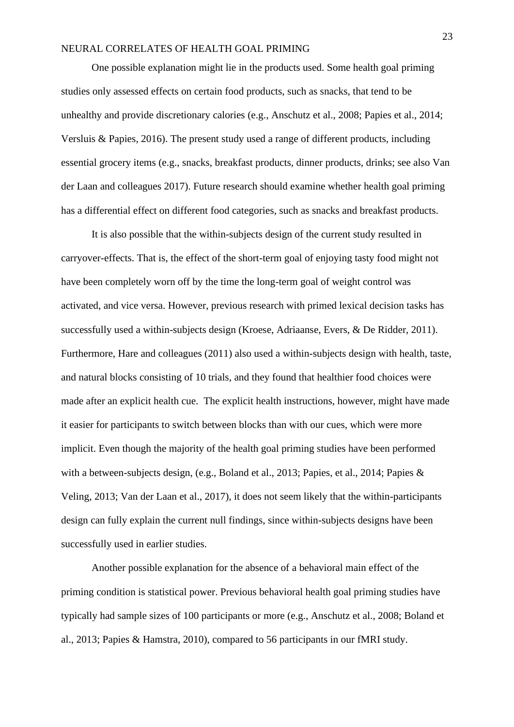One possible explanation might lie in the products used. Some health goal priming studies only assessed effects on certain food products, such as snacks, that tend to be unhealthy and provide discretionary calories (e.g., Anschutz et al., 2008; Papies et al., 2014; Versluis & Papies, 2016). The present study used a range of different products, including essential grocery items (e.g., snacks, breakfast products, dinner products, drinks; see also Van der Laan and colleagues 2017). Future research should examine whether health goal priming has a differential effect on different food categories, such as snacks and breakfast products.

It is also possible that the within-subjects design of the current study resulted in carryover-effects. That is, the effect of the short-term goal of enjoying tasty food might not have been completely worn off by the time the long-term goal of weight control was activated, and vice versa. However, previous research with primed lexical decision tasks has successfully used a within-subjects design (Kroese, Adriaanse, Evers, & De Ridder, 2011). Furthermore, Hare and colleagues (2011) also used a within-subjects design with health, taste, and natural blocks consisting of 10 trials, and they found that healthier food choices were made after an explicit health cue. The explicit health instructions, however, might have made it easier for participants to switch between blocks than with our cues, which were more implicit. Even though the majority of the health goal priming studies have been performed with a between-subjects design, (e.g., Boland et al., 2013; Papies, et al., 2014; Papies & Veling, 2013; Van der Laan et al., 2017), it does not seem likely that the within-participants design can fully explain the current null findings, since within-subjects designs have been successfully used in earlier studies.

Another possible explanation for the absence of a behavioral main effect of the priming condition is statistical power. Previous behavioral health goal priming studies have typically had sample sizes of 100 participants or more (e.g., Anschutz et al., 2008; Boland et al., 2013; Papies & Hamstra, 2010), compared to 56 participants in our fMRI study.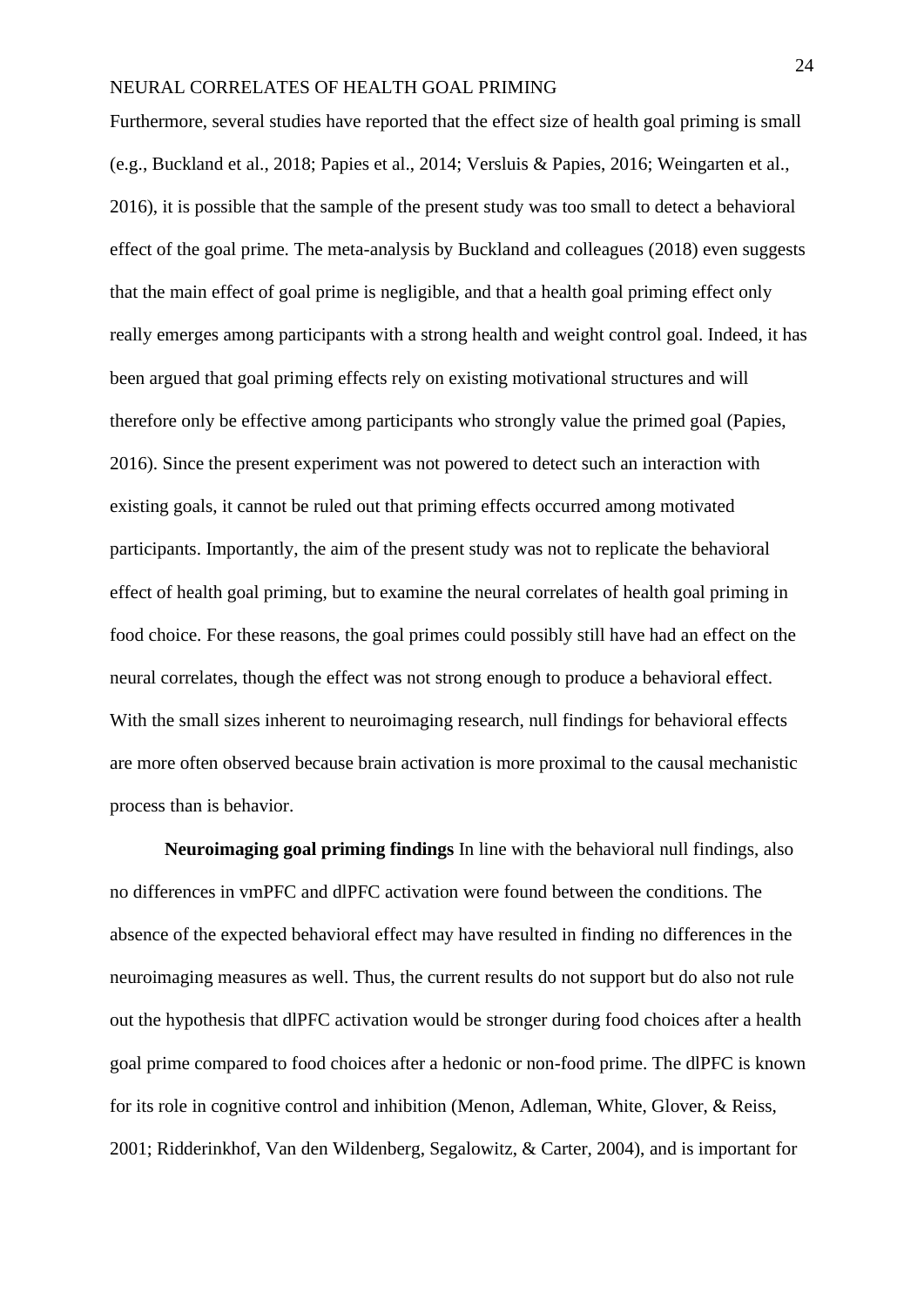Furthermore, several studies have reported that the effect size of health goal priming is small (e.g., Buckland et al., 2018; Papies et al., 2014; Versluis & Papies, 2016; Weingarten et al., 2016), it is possible that the sample of the present study was too small to detect a behavioral effect of the goal prime. The meta-analysis by Buckland and colleagues (2018) even suggests that the main effect of goal prime is negligible, and that a health goal priming effect only really emerges among participants with a strong health and weight control goal. Indeed, it has been argued that goal priming effects rely on existing motivational structures and will therefore only be effective among participants who strongly value the primed goal (Papies, 2016). Since the present experiment was not powered to detect such an interaction with existing goals, it cannot be ruled out that priming effects occurred among motivated participants. Importantly, the aim of the present study was not to replicate the behavioral effect of health goal priming, but to examine the neural correlates of health goal priming in food choice. For these reasons, the goal primes could possibly still have had an effect on the neural correlates, though the effect was not strong enough to produce a behavioral effect. With the small sizes inherent to neuroimaging research, null findings for behavioral effects are more often observed because brain activation is more proximal to the causal mechanistic process than is behavior.

**Neuroimaging goal priming findings** In line with the behavioral null findings, also no differences in vmPFC and dlPFC activation were found between the conditions. The absence of the expected behavioral effect may have resulted in finding no differences in the neuroimaging measures as well. Thus, the current results do not support but do also not rule out the hypothesis that dlPFC activation would be stronger during food choices after a health goal prime compared to food choices after a hedonic or non-food prime. The dlPFC is known for its role in cognitive control and inhibition (Menon, Adleman, White, Glover, & Reiss, 2001; Ridderinkhof, Van den Wildenberg, Segalowitz, & Carter, 2004), and is important for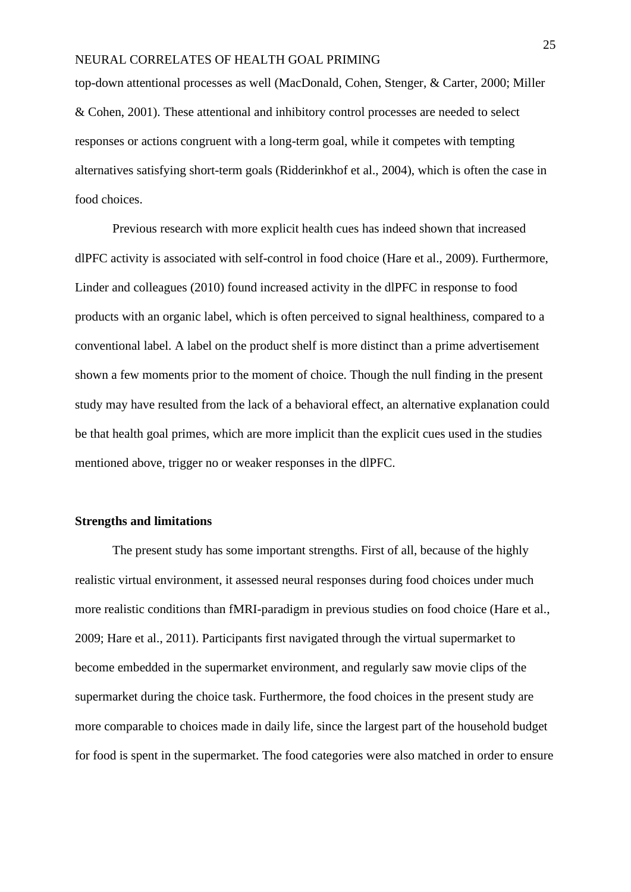top-down attentional processes as well (MacDonald, Cohen, Stenger, & Carter, 2000; Miller & Cohen, 2001). These attentional and inhibitory control processes are needed to select responses or actions congruent with a long-term goal, while it competes with tempting alternatives satisfying short-term goals (Ridderinkhof et al., 2004), which is often the case in food choices.

Previous research with more explicit health cues has indeed shown that increased dlPFC activity is associated with self-control in food choice (Hare et al., 2009). Furthermore, Linder and colleagues (2010) found increased activity in the dlPFC in response to food products with an organic label, which is often perceived to signal healthiness, compared to a conventional label. A label on the product shelf is more distinct than a prime advertisement shown a few moments prior to the moment of choice. Though the null finding in the present study may have resulted from the lack of a behavioral effect, an alternative explanation could be that health goal primes, which are more implicit than the explicit cues used in the studies mentioned above, trigger no or weaker responses in the dlPFC.

**Strengths and limitations**

The present study has some important strengths. First of all, because of the highly realistic virtual environment, it assessed neural responses during food choices under much more realistic conditions than fMRI-paradigm in previous studies on food choice (Hare et al., 2009; Hare et al., 2011). Participants first navigated through the virtual supermarket to become embedded in the supermarket environment, and regularly saw movie clips of the supermarket during the choice task. Furthermore, the food choices in the present study are more comparable to choices made in daily life, since the largest part of the household budget for food is spent in the supermarket. The food categories were also matched in order to ensure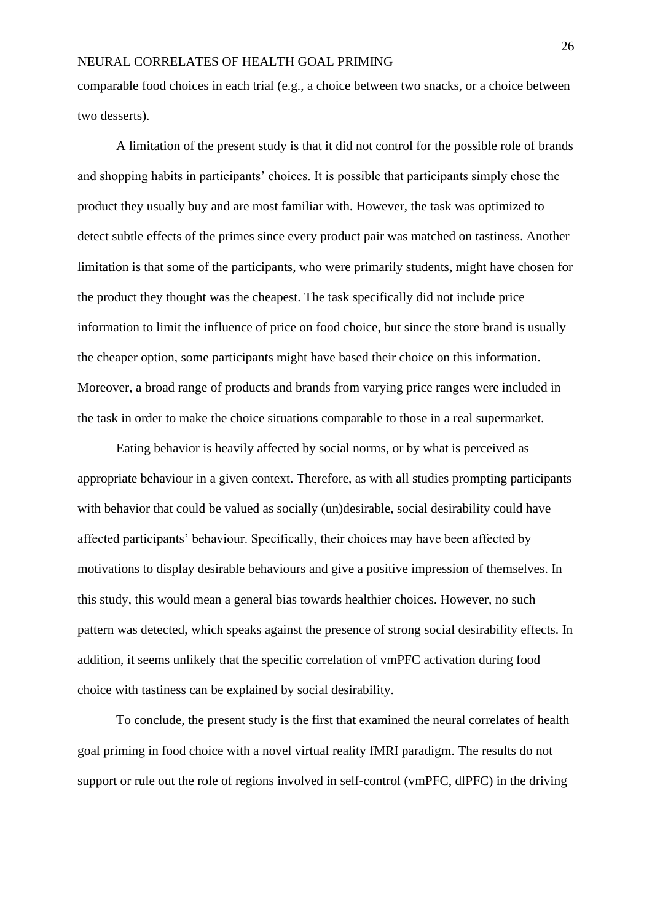comparable food choices in each trial (e.g., a choice between two snacks, or a choice between two desserts).

A limitation of the present study is that it did not control for the possible role of brands and shopping habits in participants' choices. It is possible that participants simply chose the product they usually buy and are most familiar with. However, the task was optimized to detect subtle effects of the primes since every product pair was matched on tastiness. Another limitation is that some of the participants, who were primarily students, might have chosen for the product they thought was the cheapest. The task specifically did not include price information to limit the influence of price on food choice, but since the store brand is usually the cheaper option, some participants might have based their choice on this information. Moreover, a broad range of products and brands from varying price ranges were included in the task in order to make the choice situations comparable to those in a real supermarket.

Eating behavior is heavily affected by social norms, or by what is perceived as appropriate behaviour in a given context. Therefore, as with all studies prompting participants with behavior that could be valued as socially (un)desirable, social desirability could have affected participants' behaviour. Specifically, their choices may have been affected by motivations to display desirable behaviours and give a positive impression of themselves. In this study, this would mean a general bias towards healthier choices. However, no such pattern was detected, which speaks against the presence of strong social desirability effects. In addition, it seems unlikely that the specific correlation of vmPFC activation during food choice with tastiness can be explained by social desirability.

To conclude, the present study is the first that examined the neural correlates of health goal priming in food choice with a novel virtual reality fMRI paradigm. The results do not support or rule out the role of regions involved in self-control (vmPFC, dlPFC) in the driving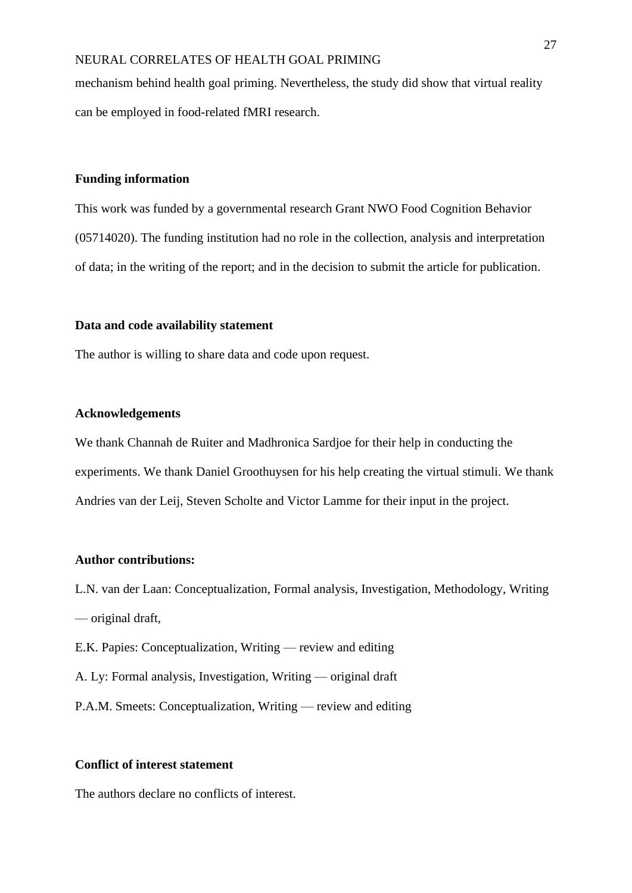mechanism behind health goal priming. Nevertheless, the study did show that virtual reality can be employed in food-related fMRI research.

**Funding information**

This work was funded by a governmental research Grant NWO Food Cognition Behavior (05714020). The funding institution had no role in the collection, analysis and interpretation of data; in the writing of the report; and in the decision to submit the article for publication.

**Data and code availability statement**

The author is willing to share data and code upon request.

**Acknowledgements**

We thank Channah de Ruiter and Madhronica Sardjoe for their help in conducting the experiments. We thank Daniel Groothuysen for his help creating the virtual stimuli. We thank Andries van der Leij, Steven Scholte and Victor Lamme for their input in the project.

**Author contributions:**

L.N. van der Laan: Conceptualization, Formal analysis, Investigation, Methodology, Writing — original draft,

E.K. Papies: Conceptualization, Writing — review and editing

A. Ly: Formal analysis, Investigation, Writing — original draft

P.A.M. Smeets: Conceptualization, Writing — review and editing

**Conflict of interest statement**

The authors declare no conflicts of interest.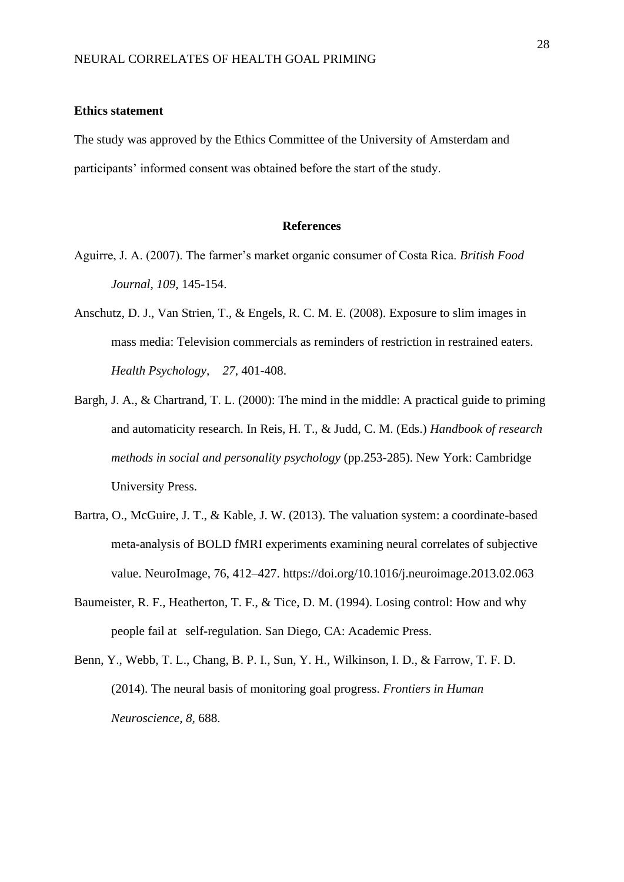**Ethics statement**

The study was approved by the Ethics Committee of the University of Amsterdam and participants' informed consent was obtained before the start of the study.

## References

Aguirre, J. A. (2007). The farmer's market organic consumer of Costa Rica. *British Food Journal, 109,* 145-154.

Anschutz, D. J., Van Strien, T., & Engels, R. C. M. E. (2008). Exposure to slim images in mass media: Television commercials as reminders of restriction in restrained eaters. *Health Psychology, 27,* 401-408.

Bargh, J. A., & Chartrand, T. L. (2000): The mind in the middle: A practical guide to priming and automaticity research. In Reis, H. T., & Judd, C. M. (Eds.) *Handbook of research methods in social and personality psychology* (pp.253-285). New York: Cambridge University Press.

Bartra, O., McGuire, J. T., & Kable, J. W. (2013). The valuation system: a coordinate-based meta-analysis of BOLD fMRI experiments examining neural correlates of subjective value. NeuroImage, 76, 412–427. https://doi.org/10.1016/j.neuroimage.2013.02.063

Baumeister, R. F., Heatherton, T. F., & Tice, D. M. (1994). Losing control: How and why people fail at self-regulation. San Diego, CA: Academic Press.

Benn, Y., Webb, T. L., Chang, B. P. I., Sun, Y. H., Wilkinson, I. D., & Farrow, T. F. D. (2014). The neural basis of monitoring goal progress. *Frontiers in Human Neuroscience, 8,* 688.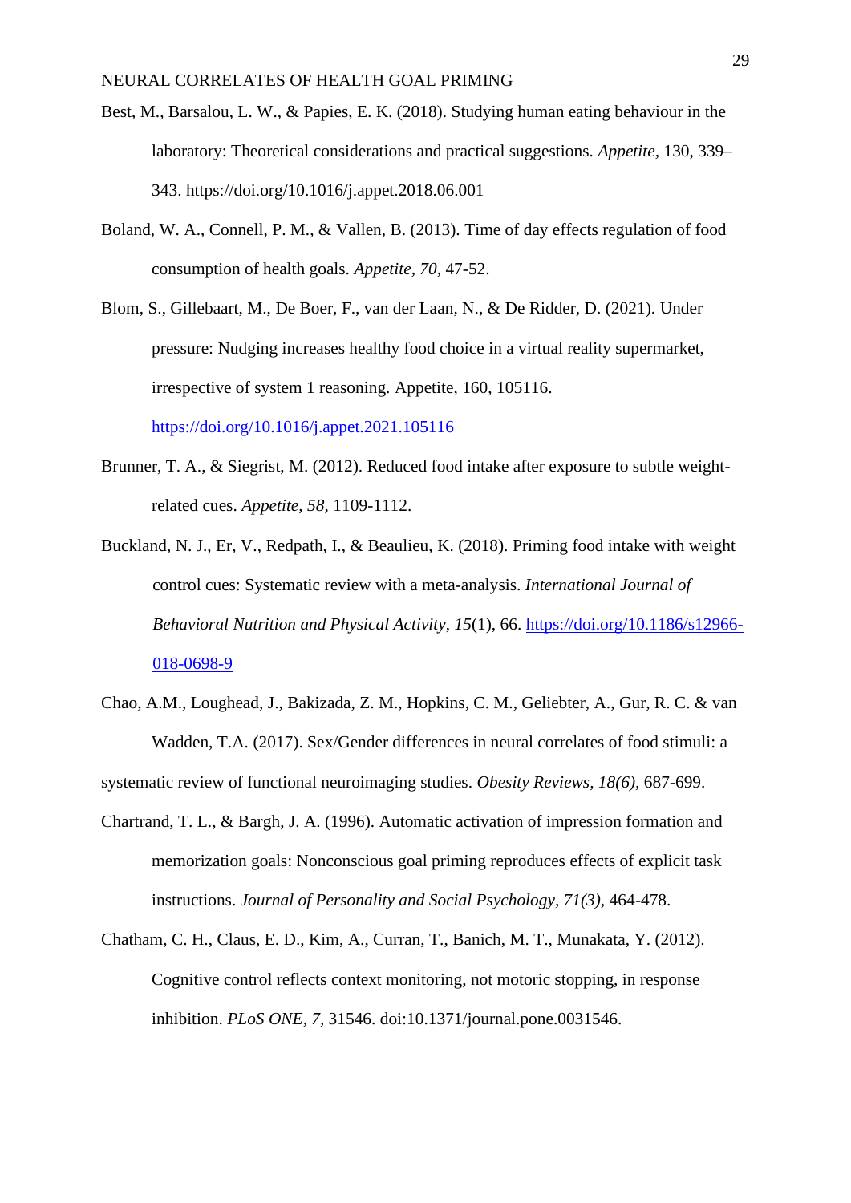Best, M., Barsalou, L. W., & Papies, E. K. (2018). Studying human eating behaviour in the laboratory: Theoretical considerations and practical suggestions. *Appetite*, 130, 339–343. https://doi.org/10.1016/j.appet.2018.06.001

Boland, W. A., Connell, P. M., & Vallen, B. (2013). Time of day effects regulation of food consumption of health goals. *Appetite, 70*, 47-52.

Blom, S., Gillebaart, M., De Boer, F., van der Laan, N., & De Ridder, D. (2021). Under pressure: Nudging increases healthy food choice in a virtual reality supermarket, irrespective of system 1 reasoning. Appetite, 160, 105116. https://doi.org/10.1016/j.appet.2021.105116

Brunner, T. A., & Siegrist, M. (2012). Reduced food intake after exposure to subtle weight-related cues. *Appetite, 58*, 1109-1112.

Buckland, N. J., Er, V., Redpath, I., & Beaulieu, K. (2018). Priming food intake with weight control cues: Systematic review with a meta-analysis. *International Journal of Behavioral Nutrition and Physical Activity*, *15*(1), 66. https://doi.org/10.1186/s12966-018-0698-9

Chao, A.M., Loughead, J., Bakizada, Z. M., Hopkins, C. M., Geliebter, A., Gur, R. C. & van Wadden, T.A. (2017). Sex/Gender differences in neural correlates of food stimuli: a systematic review of functional neuroimaging studies. *Obesity Reviews, 18(6)*, 687-699.

Chartrand, T. L., & Bargh, J. A. (1996). Automatic activation of impression formation and memorization goals: Nonconscious goal priming reproduces effects of explicit task instructions. *Journal of Personality and Social Psychology, 71(3)*, 464-478.

Chatham, C. H., Claus, E. D., Kim, A., Curran, T., Banich, M. T., Munakata, Y. (2012). Cognitive control reflects context monitoring, not motoric stopping, in response inhibition. *PLoS ONE, 7*, 31546. doi:10.1371/journal.pone.0031546.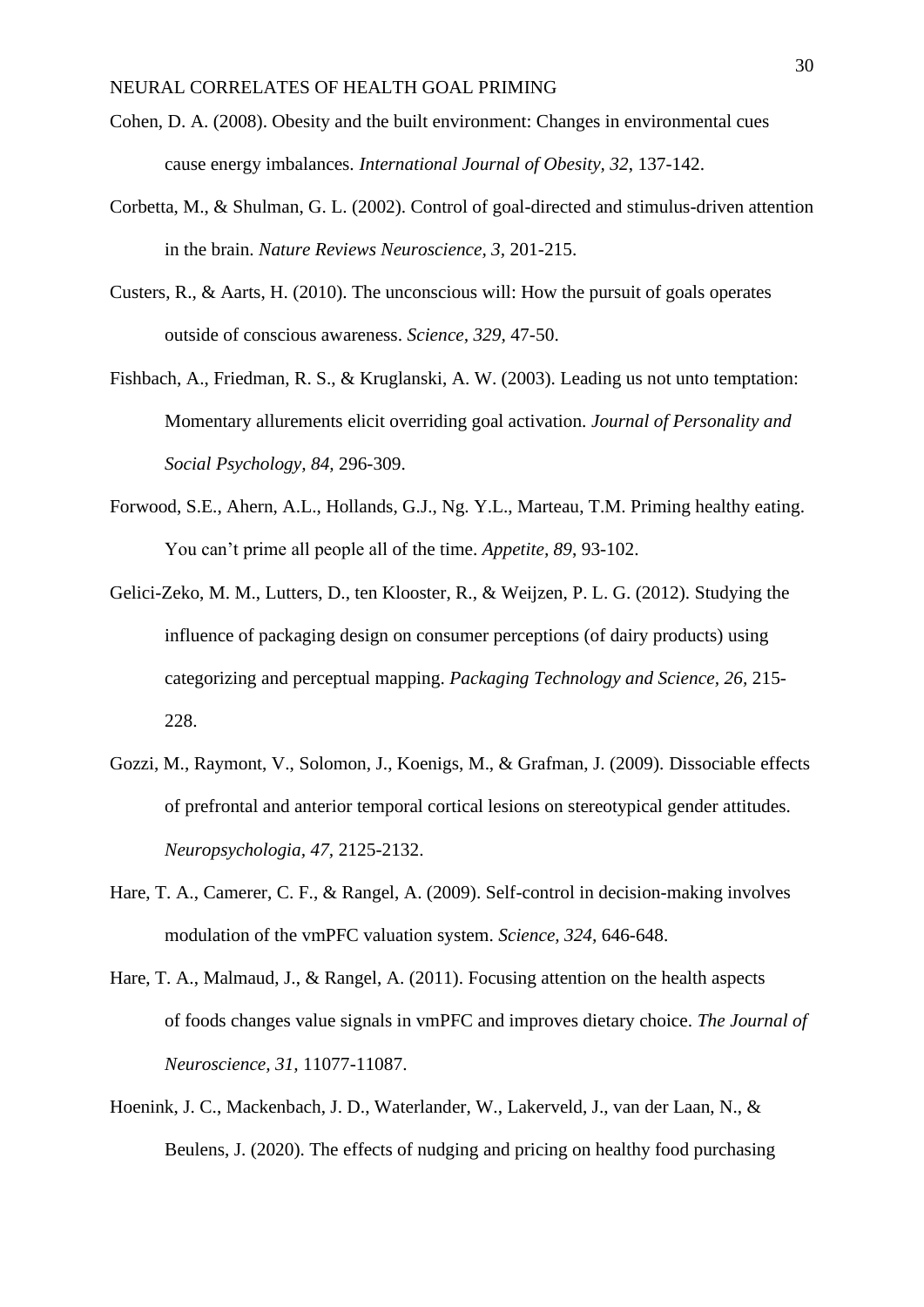Cohen, D. A. (2008). Obesity and the built environment: Changes in environmental cues cause energy imbalances. *International Journal of Obesity, 32,* 137-142.

Corbetta, M., & Shulman, G. L. (2002). Control of goal-directed and stimulus-driven attention in the brain. *Nature Reviews Neuroscience, 3,* 201-215.

Custers, R., & Aarts, H. (2010). The unconscious will: How the pursuit of goals operates outside of conscious awareness. *Science, 329,* 47-50.

Fishbach, A., Friedman, R. S., & Kruglanski, A. W. (2003). Leading us not unto temptation: Momentary allurements elicit overriding goal activation. *Journal of Personality and Social Psychology, 84,* 296-309.

Forwood, S.E., Ahern, A.L., Hollands, G.J., Ng. Y.L., Marteau, T.M. Priming healthy eating. You can't prime all people all of the time. *Appetite, 89*, 93-102.

Gelici-Zeko, M. M., Lutters, D., ten Klooster, R., & Weijzen, P. L. G. (2012). Studying the influence of packaging design on consumer perceptions (of dairy products) using categorizing and perceptual mapping. *Packaging Technology and Science, 26,* 215-228.

Gozzi, M., Raymont, V., Solomon, J., Koenigs, M., & Grafman, J. (2009). Dissociable effects of prefrontal and anterior temporal cortical lesions on stereotypical gender attitudes. *Neuropsychologia, 47,* 2125-2132.

Hare, T. A., Camerer, C. F., & Rangel, A. (2009). Self-control in decision-making involves modulation of the vmPFC valuation system. *Science, 324,* 646-648.

Hare, T. A., Malmaud, J., & Rangel, A. (2011). Focusing attention on the health aspects of foods changes value signals in vmPFC and improves dietary choice. *The Journal of Neuroscience, 31,* 11077-11087.

Hoenink, J. C., Mackenbach, J. D., Waterlander, W., Lakerveld, J., van der Laan, N., & Beulens, J. (2020). The effects of nudging and pricing on healthy food purchasing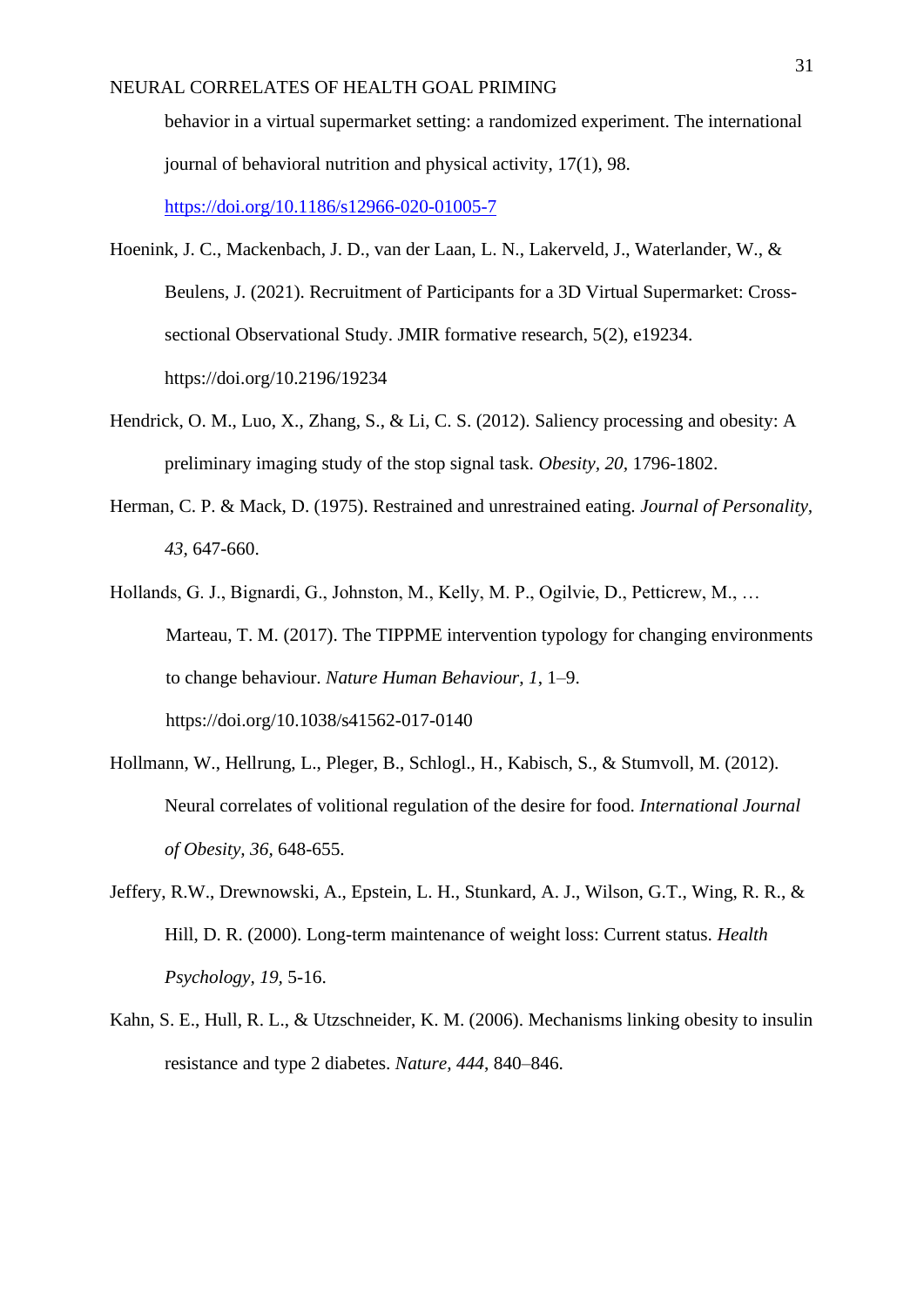behavior in a virtual supermarket setting: a randomized experiment. The international journal of behavioral nutrition and physical activity, 17(1), 98. https://doi.org/10.1186/s12966-020-01005-7

Hoenink, J. C., Mackenbach, J. D., van der Laan, L. N., Lakerveld, J., Waterlander, W., & Beulens, J. (2021). Recruitment of Participants for a 3D Virtual Supermarket: Cross-sectional Observational Study. JMIR formative research, 5(2), e19234. https://doi.org/10.2196/19234

Hendrick, O. M., Luo, X., Zhang, S., & Li, C. S. (2012). Saliency processing and obesity: A preliminary imaging study of the stop signal task. *Obesity, 20,* 1796-1802.

Herman, C. P. & Mack, D. (1975). Restrained and unrestrained eating. *Journal of Personality, 43*, 647-660.

Hollands, G. J., Bignardi, G., Johnston, M., Kelly, M. P., Ogilvie, D., Petticrew, M., … Marteau, T. M. (2017). The TIPPME intervention typology for changing environments to change behaviour. *Nature Human Behaviour*, *1*, 1–9. https://doi.org/10.1038/s41562-017-0140

Hollmann, W., Hellrung, L., Pleger, B., Schlogl., H., Kabisch, S., & Stumvoll, M. (2012). Neural correlates of volitional regulation of the desire for food. *International Journal of Obesity, 36,* 648-655.

Jeffery, R.W., Drewnowski, A., Epstein, L. H., Stunkard, A. J., Wilson, G.T., Wing, R. R., & Hill, D. R. (2000). Long-term maintenance of weight loss: Current status. *Health Psychology, 19,* 5-16.

Kahn, S. E., Hull, R. L., & Utzschneider, K. M. (2006). Mechanisms linking obesity to insulin resistance and type 2 diabetes. *Nature, 444*, 840–846.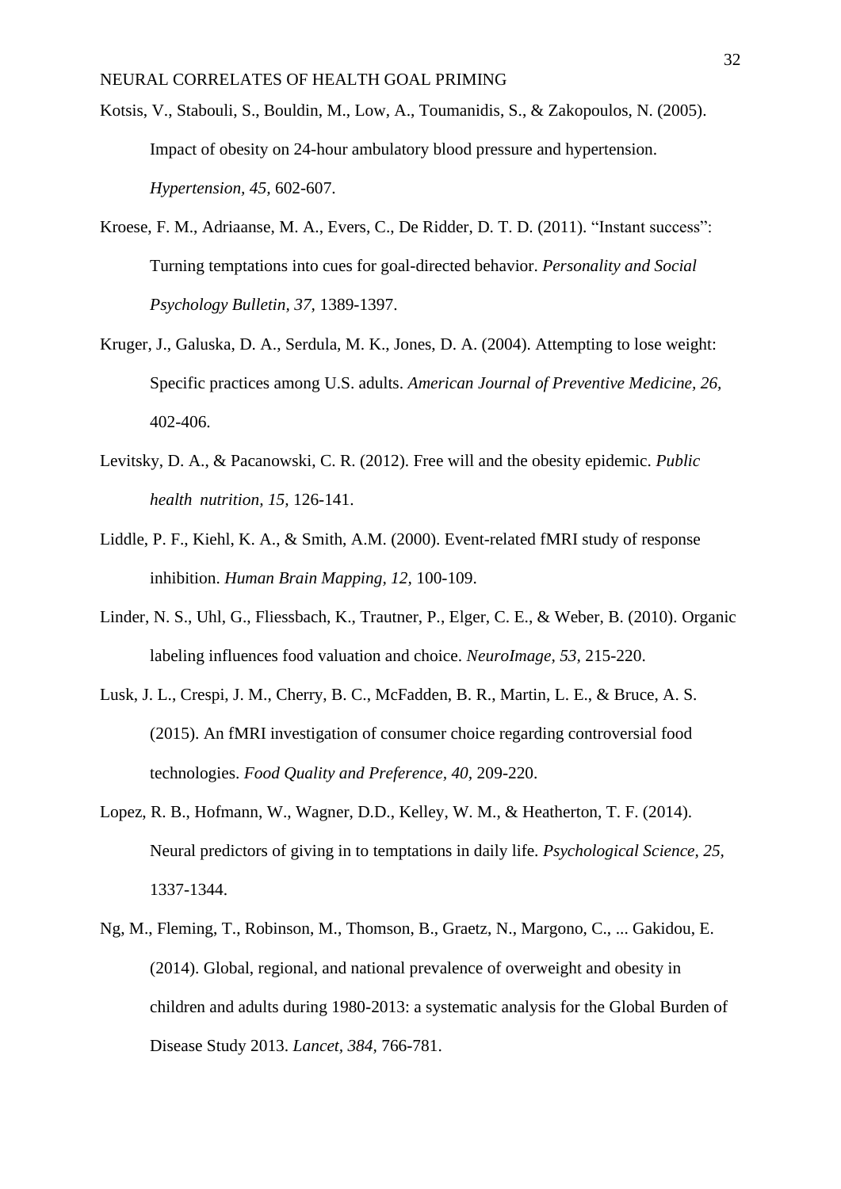Kotsis, V., Stabouli, S., Bouldin, M., Low, A., Toumanidis, S., & Zakopoulos, N. (2005). Impact of obesity on 24-hour ambulatory blood pressure and hypertension. *Hypertension*, *45*, 602-607.

Kroese, F. M., Adriaanse, M. A., Evers, C., De Ridder, D. T. D. (2011). "Instant success": Turning temptations into cues for goal-directed behavior. *Personality and Social Psychology Bulletin, 37,* 1389-1397.

Kruger, J., Galuska, D. A., Serdula, M. K., Jones, D. A. (2004). Attempting to lose weight: Specific practices among U.S. adults. *American Journal of Preventive Medicine, 26,* 402-406.

Levitsky, D. A., & Pacanowski, C. R. (2012). Free will and the obesity epidemic. *Public health nutrition, 15,* 126-141.

Liddle, P. F., Kiehl, K. A., & Smith, A.M. (2000). Event-related fMRI study of response inhibition. *Human Brain Mapping, 12,* 100-109.

Linder, N. S., Uhl, G., Fliessbach, K., Trautner, P., Elger, C. E., & Weber, B. (2010). Organic labeling influences food valuation and choice. *NeuroImage, 53,* 215-220.

Lusk, J. L., Crespi, J. M., Cherry, B. C., McFadden, B. R., Martin, L. E., & Bruce, A. S. (2015). An fMRI investigation of consumer choice regarding controversial food technologies. *Food Quality and Preference, 40,* 209-220.

Lopez, R. B., Hofmann, W., Wagner, D.D., Kelley, W. M., & Heatherton, T. F. (2014). Neural predictors of giving in to temptations in daily life. *Psychological Science, 25,* 1337-1344.

Ng, M., Fleming, T., Robinson, M., Thomson, B., Graetz, N., Margono, C., ... Gakidou, E. (2014). Global, regional, and national prevalence of overweight and obesity in children and adults during 1980-2013: a systematic analysis for the Global Burden of Disease Study 2013. *Lancet, 384,* 766-781.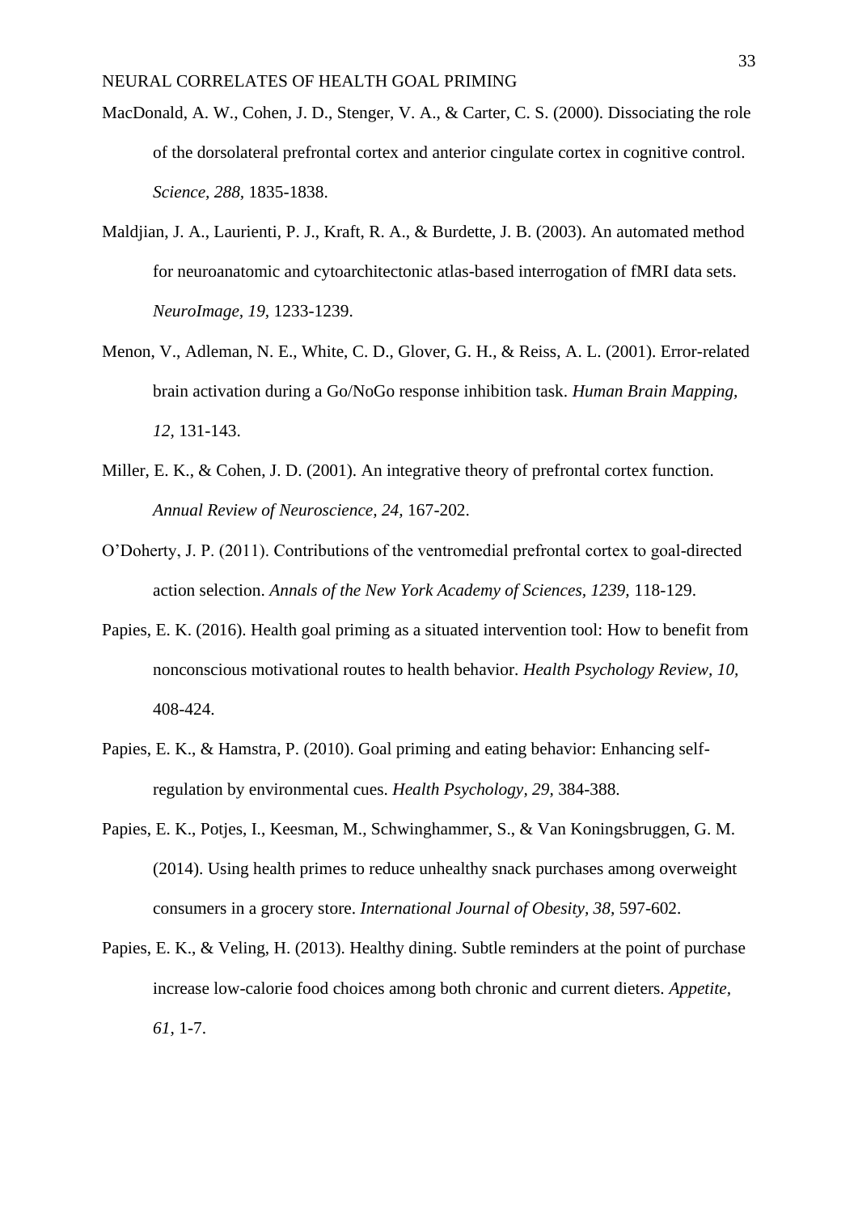MacDonald, A. W., Cohen, J. D., Stenger, V. A., & Carter, C. S. (2000). Dissociating the role of the dorsolateral prefrontal cortex and anterior cingulate cortex in cognitive control. *Science, 288*, 1835-1838.

Maldjian, J. A., Laurienti, P. J., Kraft, R. A., & Burdette, J. B. (2003). An automated method for neuroanatomic and cytoarchitectonic atlas-based interrogation of fMRI data sets. *NeuroImage, 19*, 1233-1239.

Menon, V., Adleman, N. E., White, C. D., Glover, G. H., & Reiss, A. L. (2001). Error-related brain activation during a Go/NoGo response inhibition task. *Human Brain Mapping, 12,* 131-143.

Miller, E. K., & Cohen, J. D. (2001). An integrative theory of prefrontal cortex function. *Annual Review of Neuroscience, 24,* 167-202.

O'Doherty, J. P. (2011). Contributions of the ventromedial prefrontal cortex to goal-directed action selection. *Annals of the New York Academy of Sciences, 1239,* 118-129.

Papies, E. K. (2016). Health goal priming as a situated intervention tool: How to benefit from nonconscious motivational routes to health behavior. *Health Psychology Review, 10,* 408-424.

Papies, E. K., & Hamstra, P. (2010). Goal priming and eating behavior: Enhancing self-regulation by environmental cues. *Health Psychology, 29,* 384-388.

Papies, E. K., Potjes, I., Keesman, M., Schwinghammer, S., & Van Koningsbruggen, G. M. (2014). Using health primes to reduce unhealthy snack purchases among overweight consumers in a grocery store. *International Journal of Obesity, 38,* 597-602.

Papies, E. K., & Veling, H. (2013). Healthy dining. Subtle reminders at the point of purchase increase low-calorie food choices among both chronic and current dieters. *Appetite, 61*, 1-7.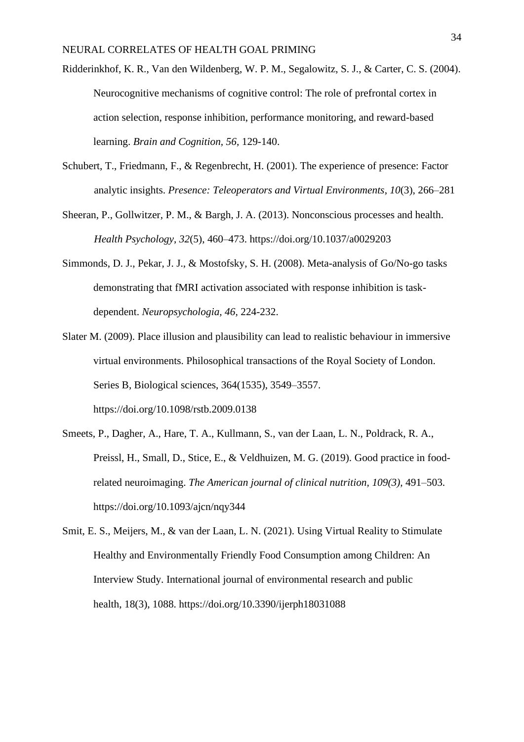Ridderinkhof, K. R., Van den Wildenberg, W. P. M., Segalowitz, S. J., & Carter, C. S. (2004). Neurocognitive mechanisms of cognitive control: The role of prefrontal cortex in action selection, response inhibition, performance monitoring, and reward-based learning. *Brain and Cognition, 56,* 129-140.

Schubert, T., Friedmann, F., & Regenbrecht, H. (2001). The experience of presence: Factor analytic insights. *Presence: Teleoperators and Virtual Environments*, *10*(3), 266–281

Sheeran, P., Gollwitzer, P. M., & Bargh, J. A. (2013). Nonconscious processes and health. *Health Psychology*, *32*(5), 460–473. https://doi.org/10.1037/a0029203

Simmonds, D. J., Pekar, J. J., & Mostofsky, S. H. (2008). Meta-analysis of Go/No-go tasks demonstrating that fMRI activation associated with response inhibition is task-dependent. *Neuropsychologia, 46,* 224-232.

Slater M. (2009). Place illusion and plausibility can lead to realistic behaviour in immersive virtual environments. Philosophical transactions of the Royal Society of London. Series B, Biological sciences, 364(1535), 3549–3557. https://doi.org/10.1098/rstb.2009.0138

Smeets, P., Dagher, A., Hare, T. A., Kullmann, S., van der Laan, L. N., Poldrack, R. A., Preissl, H., Small, D., Stice, E., & Veldhuizen, M. G. (2019). Good practice in food-related neuroimaging. *The American journal of clinical nutrition, 109(3),* 491–503. https://doi.org/10.1093/ajcn/nqy344

Smit, E. S., Meijers, M., & van der Laan, L. N. (2021). Using Virtual Reality to Stimulate Healthy and Environmentally Friendly Food Consumption among Children: An Interview Study. International journal of environmental research and public health, 18(3), 1088. https://doi.org/10.3390/ijerph18031088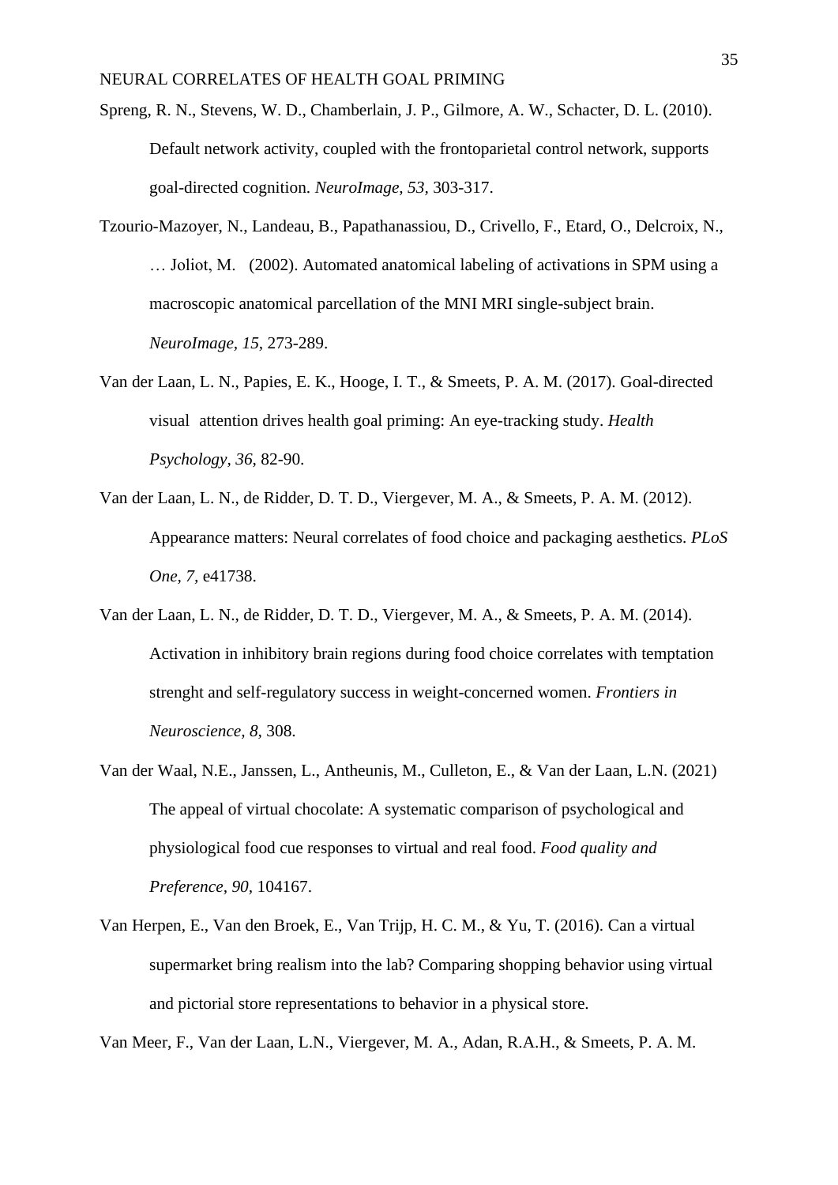Spreng, R. N., Stevens, W. D., Chamberlain, J. P., Gilmore, A. W., Schacter, D. L. (2010). Default network activity, coupled with the frontoparietal control network, supports goal-directed cognition. *NeuroImage, 53,* 303-317.

Tzourio-Mazoyer, N., Landeau, B., Papathanassiou, D., Crivello, F., Etard, O., Delcroix, N., … Joliot, M. (2002). Automated anatomical labeling of activations in SPM using a macroscopic anatomical parcellation of the MNI MRI single-subject brain. *NeuroImage, 15,* 273-289.

Van der Laan, L. N., Papies, E. K., Hooge, I. T., & Smeets, P. A. M. (2017). Goal-directed visual attention drives health goal priming: An eye-tracking study. *Health Psychology, 36,* 82-90.

Van der Laan, L. N., de Ridder, D. T. D., Viergever, M. A., & Smeets, P. A. M. (2012). Appearance matters: Neural correlates of food choice and packaging aesthetics. *PLoS One, 7,* e41738.

Van der Laan, L. N., de Ridder, D. T. D., Viergever, M. A., & Smeets, P. A. M. (2014). Activation in inhibitory brain regions during food choice correlates with temptation strenght and self-regulatory success in weight-concerned women. *Frontiers in Neuroscience, 8,* 308.

Van der Waal, N.E., Janssen, L., Antheunis, M., Culleton, E., & Van der Laan, L.N. (2021) The appeal of virtual chocolate: A systematic comparison of psychological and physiological food cue responses to virtual and real food. *Food quality and Preference, 90,* 104167.

Van Herpen, E., Van den Broek, E., Van Trijp, H. C. M., & Yu, T. (2016). Can a virtual supermarket bring realism into the lab? Comparing shopping behavior using virtual and pictorial store representations to behavior in a physical store.

Van Meer, F., Van der Laan, L.N., Viergever, M. A., Adan, R.A.H., & Smeets, P. A. M.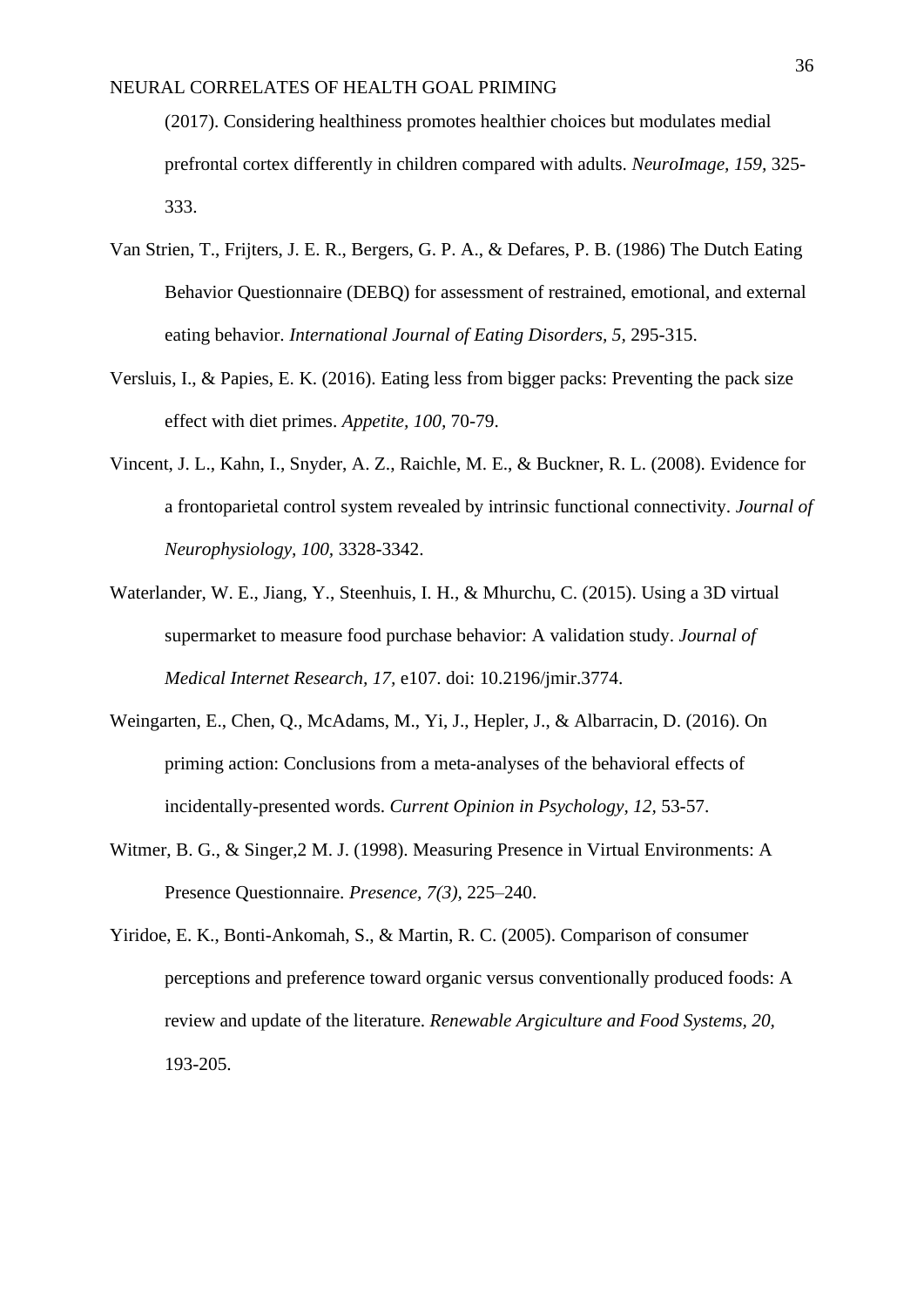(2017). Considering healthiness promotes healthier choices but modulates medial prefrontal cortex differently in children compared with adults. *NeuroImage, 159,* 325-333.

Van Strien, T., Frijters, J. E. R., Bergers, G. P. A., & Defares, P. B. (1986) The Dutch Eating Behavior Questionnaire (DEBQ) for assessment of restrained, emotional, and external eating behavior. *International Journal of Eating Disorders, 5,* 295-315.

Versluis, I., & Papies, E. K. (2016). Eating less from bigger packs: Preventing the pack size effect with diet primes. *Appetite, 100,* 70-79.

Vincent, J. L., Kahn, I., Snyder, A. Z., Raichle, M. E., & Buckner, R. L. (2008). Evidence for a frontoparietal control system revealed by intrinsic functional connectivity. *Journal of Neurophysiology, 100,* 3328-3342.

Waterlander, W. E., Jiang, Y., Steenhuis, I. H., & Mhurchu, C. (2015). Using a 3D virtual supermarket to measure food purchase behavior: A validation study. *Journal of Medical Internet Research, 17,* e107. doi: 10.2196/jmir.3774.

Weingarten, E., Chen, Q., McAdams, M., Yi, J., Hepler, J., & Albarracin, D. (2016). On priming action: Conclusions from a meta-analyses of the behavioral effects of incidentally-presented words. *Current Opinion in Psychology, 12,* 53-57.

Witmer, B. G., & Singer,2 M. J. (1998). Measuring Presence in Virtual Environments: A Presence Questionnaire. *Presence, 7(3),* 225–240.

Yiridoe, E. K., Bonti-Ankomah, S., & Martin, R. C. (2005). Comparison of consumer perceptions and preference toward organic versus conventionally produced foods: A review and update of the literature. *Renewable Agriculture and Food Systems, 20,* 193-205.